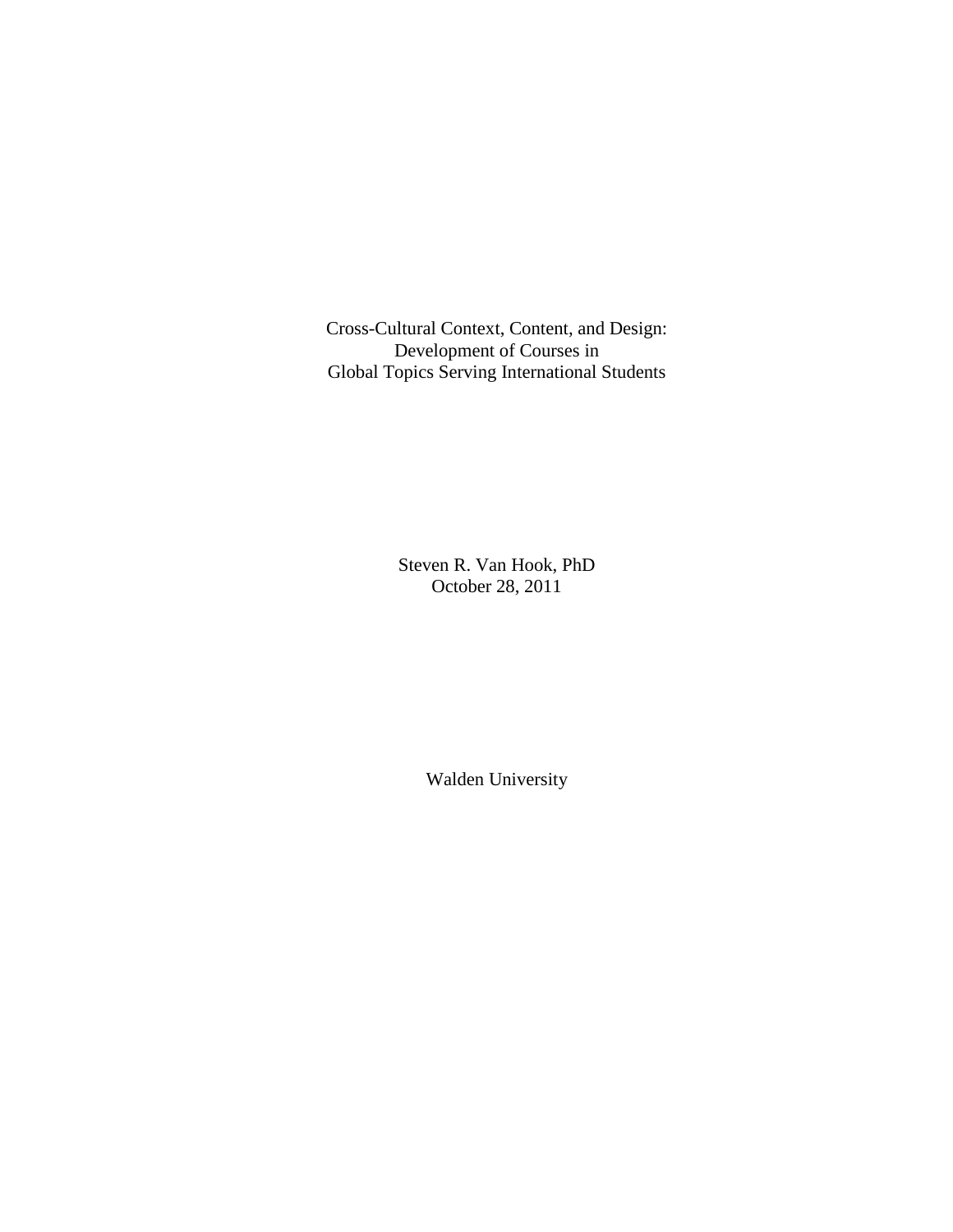# Cross-Cultural Context, Content, and Design: Development of Courses in Global Topics Serving International Students

Steven R. Van Hook, PhD
October 28, 2011

Walden University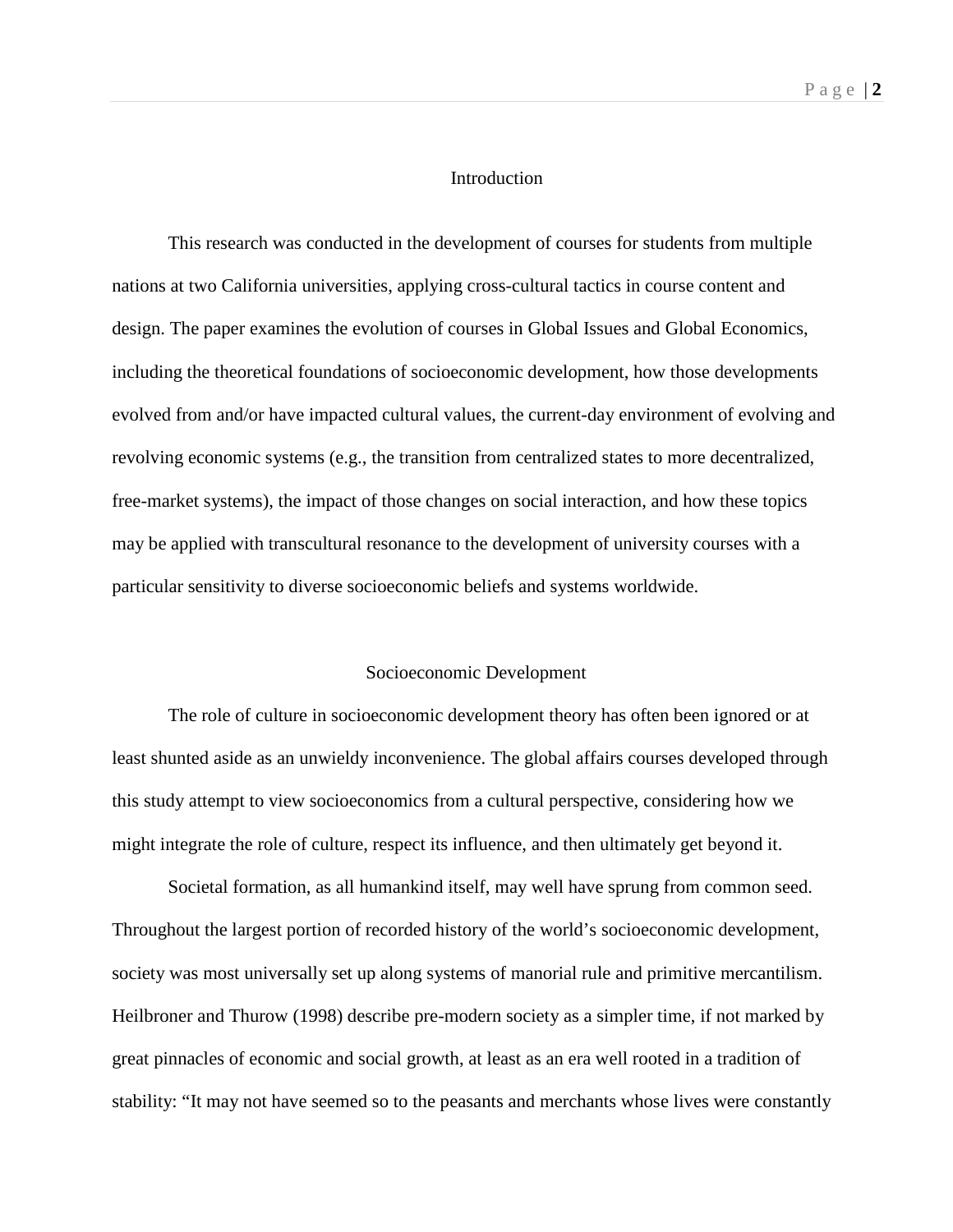## Introduction

This research was conducted in the development of courses for students from multiple nations at two California universities, applying cross-cultural tactics in course content and design. The paper examines the evolution of courses in Global Issues and Global Economics, including the theoretical foundations of socioeconomic development, how those developments evolved from and/or have impacted cultural values, the current-day environment of evolving and revolving economic systems (e.g., the transition from centralized states to more decentralized, free-market systems), the impact of those changes on social interaction, and how these topics may be applied with transcultural resonance to the development of university courses with a particular sensitivity to diverse socioeconomic beliefs and systems worldwide.

## Socioeconomic Development

The role of culture in socioeconomic development theory has often been ignored or at least shunted aside as an unwieldy inconvenience. The global affairs courses developed through this study attempt to view socioeconomics from a cultural perspective, considering how we might integrate the role of culture, respect its influence, and then ultimately get beyond it.

Societal formation, as all humankind itself, may well have sprung from common seed. Throughout the largest portion of recorded history of the world's socioeconomic development, society was most universally set up along systems of manorial rule and primitive mercantilism. Heilbroner and Thurow (1998) describe pre-modern society as a simpler time, if not marked by great pinnacles of economic and social growth, at least as an era well rooted in a tradition of stability: "It may not have seemed so to the peasants and merchants whose lives were constantly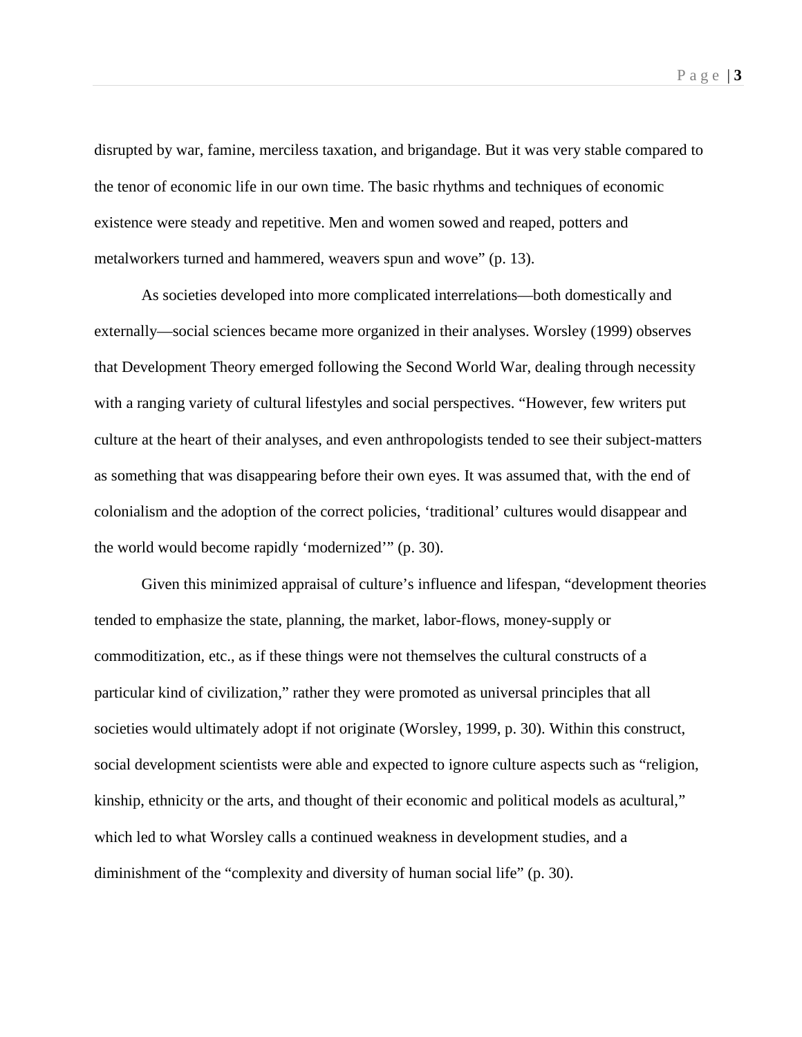disrupted by war, famine, merciless taxation, and brigandage. But it was very stable compared to the tenor of economic life in our own time. The basic rhythms and techniques of economic existence were steady and repetitive. Men and women sowed and reaped, potters and metalworkers turned and hammered, weavers spun and wove" (p. 13).

As societies developed into more complicated interrelations—both domestically and externally—social sciences became more organized in their analyses. Worsley (1999) observes that Development Theory emerged following the Second World War, dealing through necessity with a ranging variety of cultural lifestyles and social perspectives. "However, few writers put culture at the heart of their analyses, and even anthropologists tended to see their subject-matters as something that was disappearing before their own eyes. It was assumed that, with the end of colonialism and the adoption of the correct policies, 'traditional' cultures would disappear and the world would become rapidly 'modernized'" (p. 30).

Given this minimized appraisal of culture's influence and lifespan, "development theories tended to emphasize the state, planning, the market, labor-flows, money-supply or commoditization, etc., as if these things were not themselves the cultural constructs of a particular kind of civilization," rather they were promoted as universal principles that all societies would ultimately adopt if not originate (Worsley, 1999, p. 30). Within this construct, social development scientists were able and expected to ignore culture aspects such as "religion, kinship, ethnicity or the arts, and thought of their economic and political models as acultural," which led to what Worsley calls a continued weakness in development studies, and a diminishment of the "complexity and diversity of human social life" (p. 30).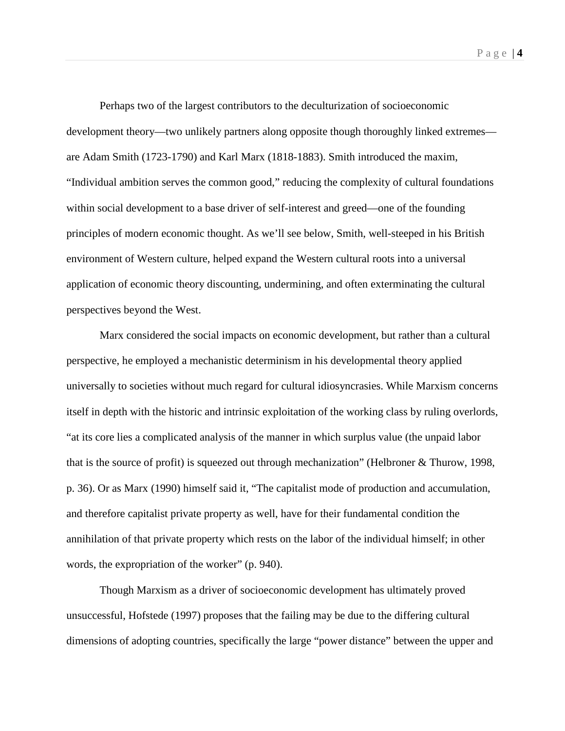Perhaps two of the largest contributors to the deculturization of socioeconomic development theory—two unlikely partners along opposite though thoroughly linked extremes—are Adam Smith (1723-1790) and Karl Marx (1818-1883). Smith introduced the maxim, “Individual ambition serves the common good,” reducing the complexity of cultural foundations within social development to a base driver of self-interest and greed—one of the founding principles of modern economic thought. As we’ll see below, Smith, well-steeped in his British environment of Western culture, helped expand the Western cultural roots into a universal application of economic theory discounting, undermining, and often exterminating the cultural perspectives beyond the West.

Marx considered the social impacts on economic development, but rather than a cultural perspective, he employed a mechanistic determinism in his developmental theory applied universally to societies without much regard for cultural idiosyncrasies. While Marxism concerns itself in depth with the historic and intrinsic exploitation of the working class by ruling overlords, “at its core lies a complicated analysis of the manner in which surplus value (the unpaid labor that is the source of profit) is squeezed out through mechanization” (Helbroner & Thurow, 1998, p. 36). Or as Marx (1990) himself said it, “The capitalist mode of production and accumulation, and therefore capitalist private property as well, have for their fundamental condition the annihilation of that private property which rests on the labor of the individual himself; in other words, the expropriation of the worker” (p. 940).

Though Marxism as a driver of socioeconomic development has ultimately proved unsuccessful, Hofstede (1997) proposes that the failing may be due to the differing cultural dimensions of adopting countries, specifically the large “power distance” between the upper and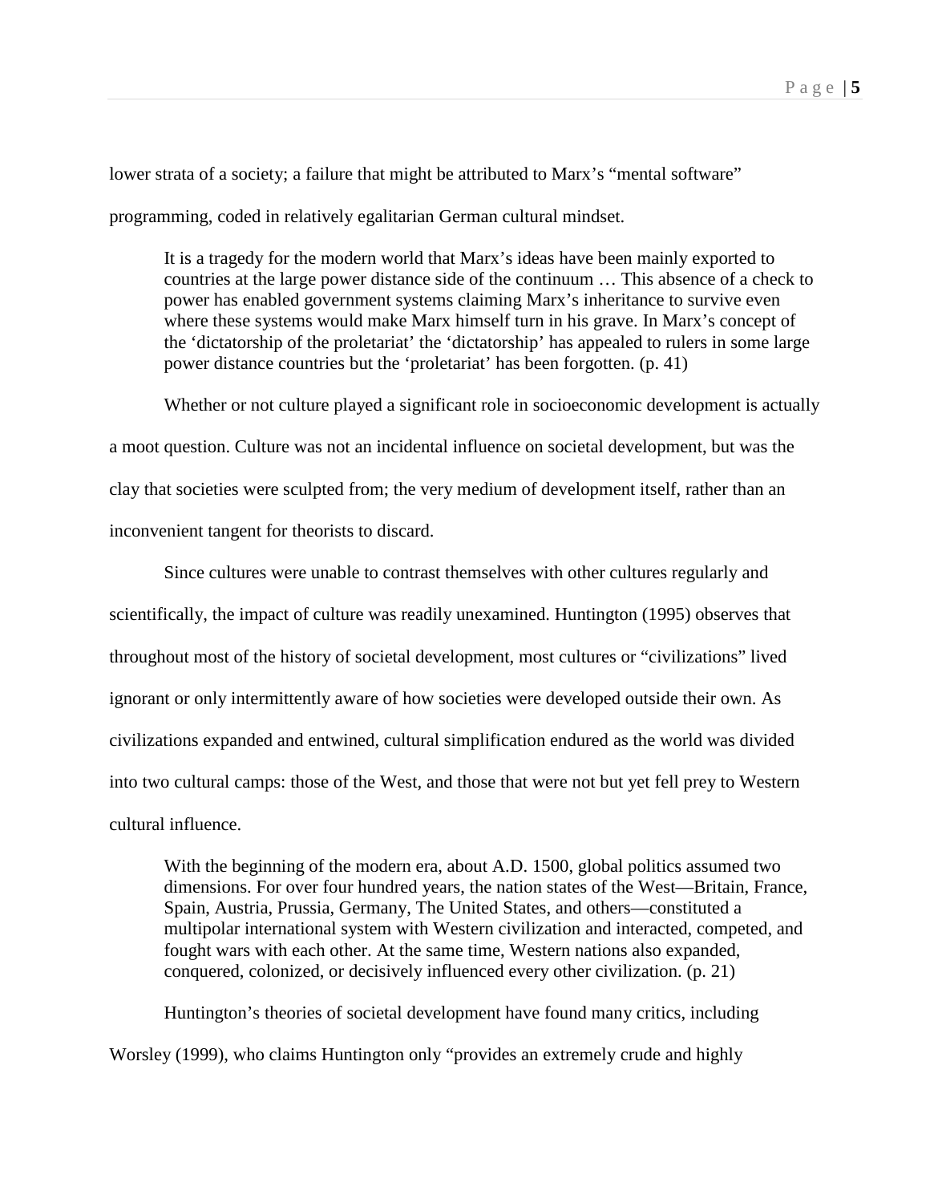lower strata of a society; a failure that might be attributed to Marx's "mental software" programming, coded in relatively egalitarian German cultural mindset.

> It is a tragedy for the modern world that Marx's ideas have been mainly exported to countries at the large power distance side of the continuum … This absence of a check to power has enabled government systems claiming Marx's inheritance to survive even where these systems would make Marx himself turn in his grave. In Marx's concept of the 'dictatorship of the proletariat' the 'dictatorship' has appealed to rulers in some large power distance countries but the 'proletariat' has been forgotten. (p. 41)

Whether or not culture played a significant role in socioeconomic development is actually a moot question. Culture was not an incidental influence on societal development, but was the clay that societies were sculpted from; the very medium of development itself, rather than an inconvenient tangent for theorists to discard.

Since cultures were unable to contrast themselves with other cultures regularly and scientifically, the impact of culture was readily unexamined. Huntington (1995) observes that throughout most of the history of societal development, most cultures or "civilizations" lived ignorant or only intermittently aware of how societies were developed outside their own. As civilizations expanded and entwined, cultural simplification endured as the world was divided into two cultural camps: those of the West, and those that were not but yet fell prey to Western cultural influence.

> With the beginning of the modern era, about A.D. 1500, global politics assumed two dimensions. For over four hundred years, the nation states of the West—Britain, France, Spain, Austria, Prussia, Germany, The United States, and others—constituted a multipolar international system with Western civilization and interacted, competed, and fought wars with each other. At the same time, Western nations also expanded, conquered, colonized, or decisively influenced every other civilization. (p. 21)

Huntington's theories of societal development have found many critics, including Worsley (1999), who claims Huntington only "provides an extremely crude and highly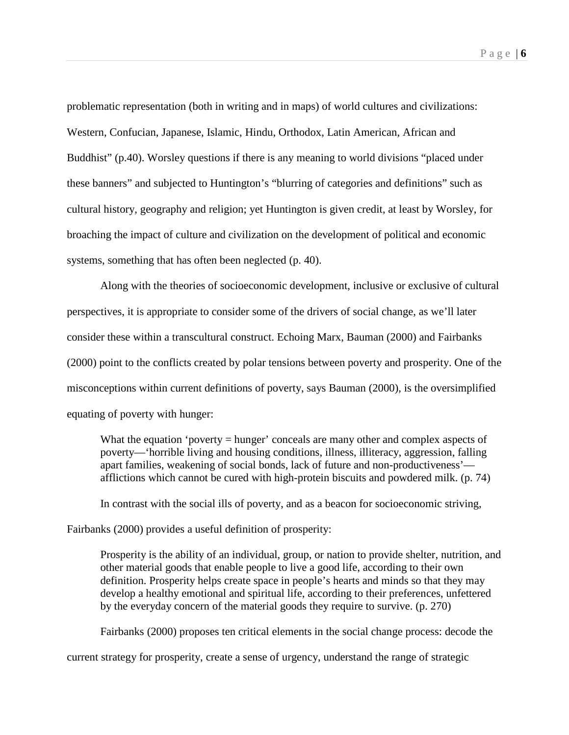problematic representation (both in writing and in maps) of world cultures and civilizations: Western, Confucian, Japanese, Islamic, Hindu, Orthodox, Latin American, African and Buddhist" (p.40). Worsley questions if there is any meaning to world divisions "placed under these banners" and subjected to Huntington's "blurring of categories and definitions" such as cultural history, geography and religion; yet Huntington is given credit, at least by Worsley, for broaching the impact of culture and civilization on the development of political and economic systems, something that has often been neglected (p. 40).

Along with the theories of socioeconomic development, inclusive or exclusive of cultural perspectives, it is appropriate to consider some of the drivers of social change, as we'll later consider these within a transcultural construct. Echoing Marx, Bauman (2000) and Fairbanks (2000) point to the conflicts created by polar tensions between poverty and prosperity. One of the misconceptions within current definitions of poverty, says Bauman (2000), is the oversimplified equating of poverty with hunger:

> What the equation 'poverty = hunger' conceals are many other and complex aspects of poverty—'horrible living and housing conditions, illness, illiteracy, aggression, falling apart families, weakening of social bonds, lack of future and non-productiveness'—afflictions which cannot be cured with high-protein biscuits and powdered milk. (p. 74)

In contrast with the social ills of poverty, and as a beacon for socioeconomic striving, Fairbanks (2000) provides a useful definition of prosperity:

> Prosperity is the ability of an individual, group, or nation to provide shelter, nutrition, and other material goods that enable people to live a good life, according to their own definition. Prosperity helps create space in people's hearts and minds so that they may develop a healthy emotional and spiritual life, according to their preferences, unfettered by the everyday concern of the material goods they require to survive. (p. 270)

Fairbanks (2000) proposes ten critical elements in the social change process: decode the current strategy for prosperity, create a sense of urgency, understand the range of strategic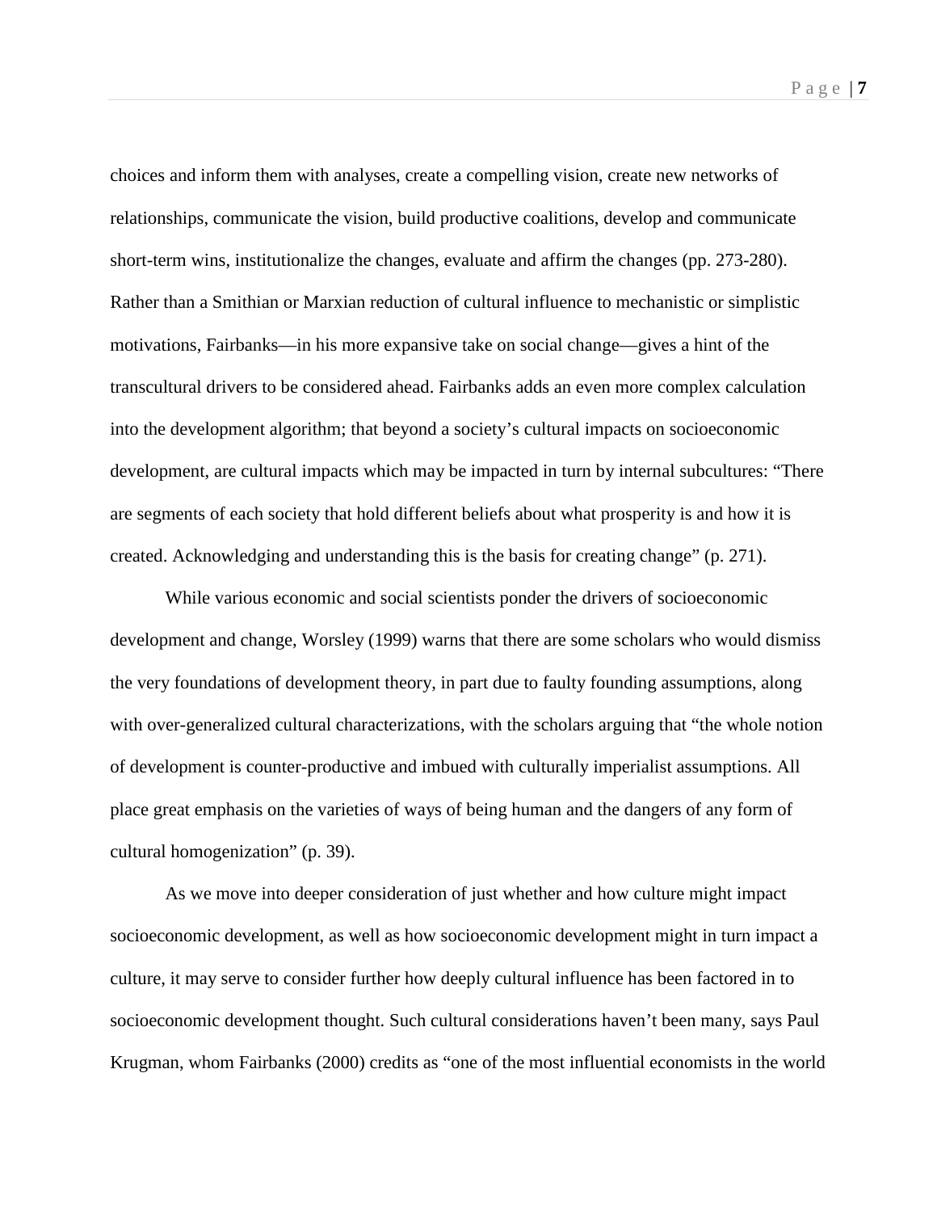choices and inform them with analyses, create a compelling vision, create new networks of relationships, communicate the vision, build productive coalitions, develop and communicate short-term wins, institutionalize the changes, evaluate and affirm the changes (pp. 273-280). Rather than a Smithian or Marxian reduction of cultural influence to mechanistic or simplistic motivations, Fairbanks—in his more expansive take on social change—gives a hint of the transcultural drivers to be considered ahead. Fairbanks adds an even more complex calculation into the development algorithm; that beyond a society's cultural impacts on socioeconomic development, are cultural impacts which may be impacted in turn by internal subcultures: "There are segments of each society that hold different beliefs about what prosperity is and how it is created. Acknowledging and understanding this is the basis for creating change" (p. 271).

While various economic and social scientists ponder the drivers of socioeconomic development and change, Worsley (1999) warns that there are some scholars who would dismiss the very foundations of development theory, in part due to faulty founding assumptions, along with over-generalized cultural characterizations, with the scholars arguing that "the whole notion of development is counter-productive and imbued with culturally imperialist assumptions. All place great emphasis on the varieties of ways of being human and the dangers of any form of cultural homogenization" (p. 39).

As we move into deeper consideration of just whether and how culture might impact socioeconomic development, as well as how socioeconomic development might in turn impact a culture, it may serve to consider further how deeply cultural influence has been factored in to socioeconomic development thought. Such cultural considerations haven't been many, says Paul Krugman, whom Fairbanks (2000) credits as "one of the most influential economists in the world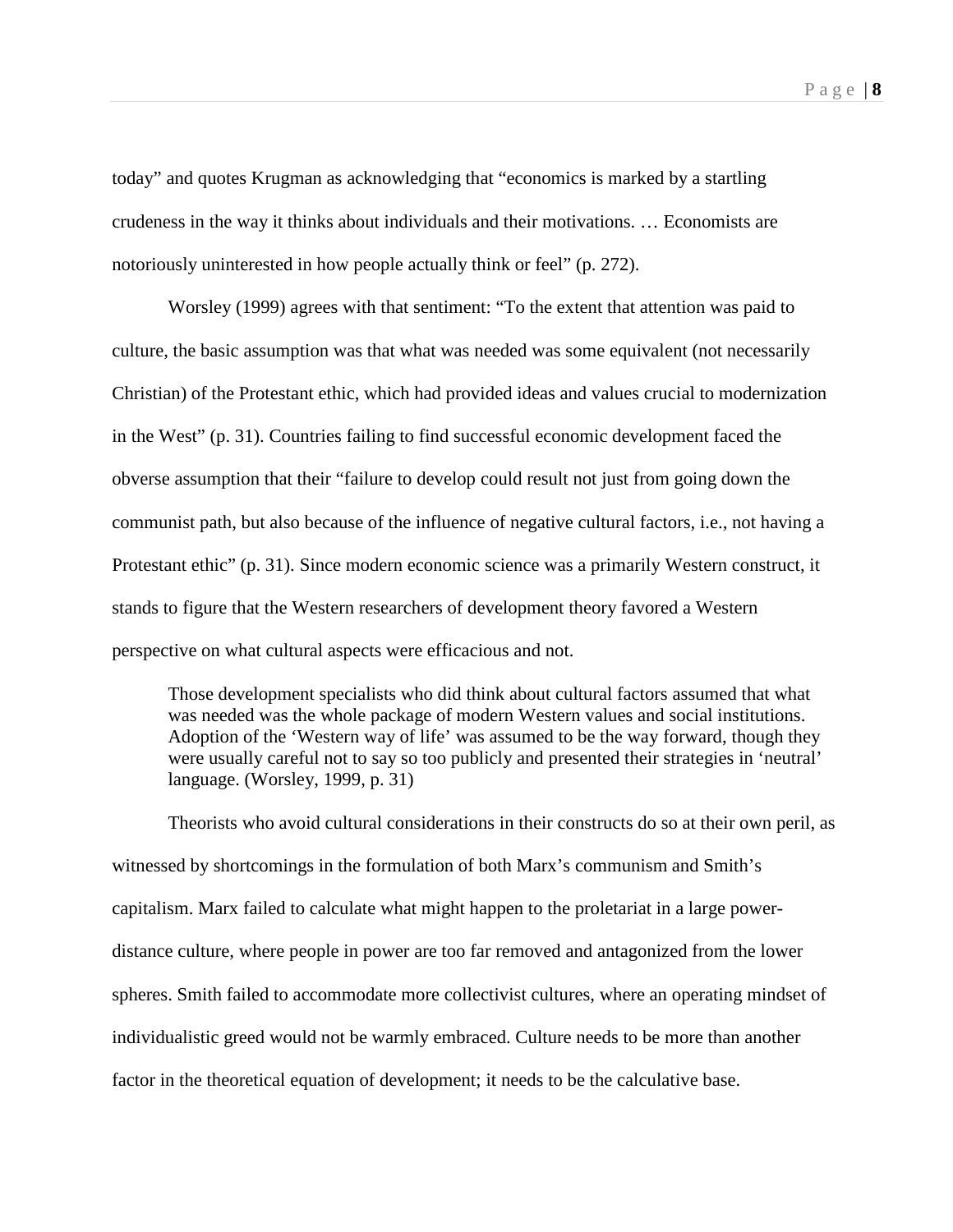today" and quotes Krugman as acknowledging that "economics is marked by a startling crudeness in the way it thinks about individuals and their motivations. … Economists are notoriously uninterested in how people actually think or feel" (p. 272).

Worsley (1999) agrees with that sentiment: "To the extent that attention was paid to culture, the basic assumption was that what was needed was some equivalent (not necessarily Christian) of the Protestant ethic, which had provided ideas and values crucial to modernization in the West" (p. 31). Countries failing to find successful economic development faced the obverse assumption that their "failure to develop could result not just from going down the communist path, but also because of the influence of negative cultural factors, i.e., not having a Protestant ethic" (p. 31). Since modern economic science was a primarily Western construct, it stands to figure that the Western researchers of development theory favored a Western perspective on what cultural aspects were efficacious and not.

> Those development specialists who did think about cultural factors assumed that what was needed was the whole package of modern Western values and social institutions. Adoption of the 'Western way of life' was assumed to be the way forward, though they were usually careful not to say so too publicly and presented their strategies in 'neutral' language. (Worsley, 1999, p. 31)

Theorists who avoid cultural considerations in their constructs do so at their own peril, as witnessed by shortcomings in the formulation of both Marx's communism and Smith's capitalism. Marx failed to calculate what might happen to the proletariat in a large power-distance culture, where people in power are too far removed and antagonized from the lower spheres. Smith failed to accommodate more collectivist cultures, where an operating mindset of individualistic greed would not be warmly embraced. Culture needs to be more than another factor in the theoretical equation of development; it needs to be the calculative base.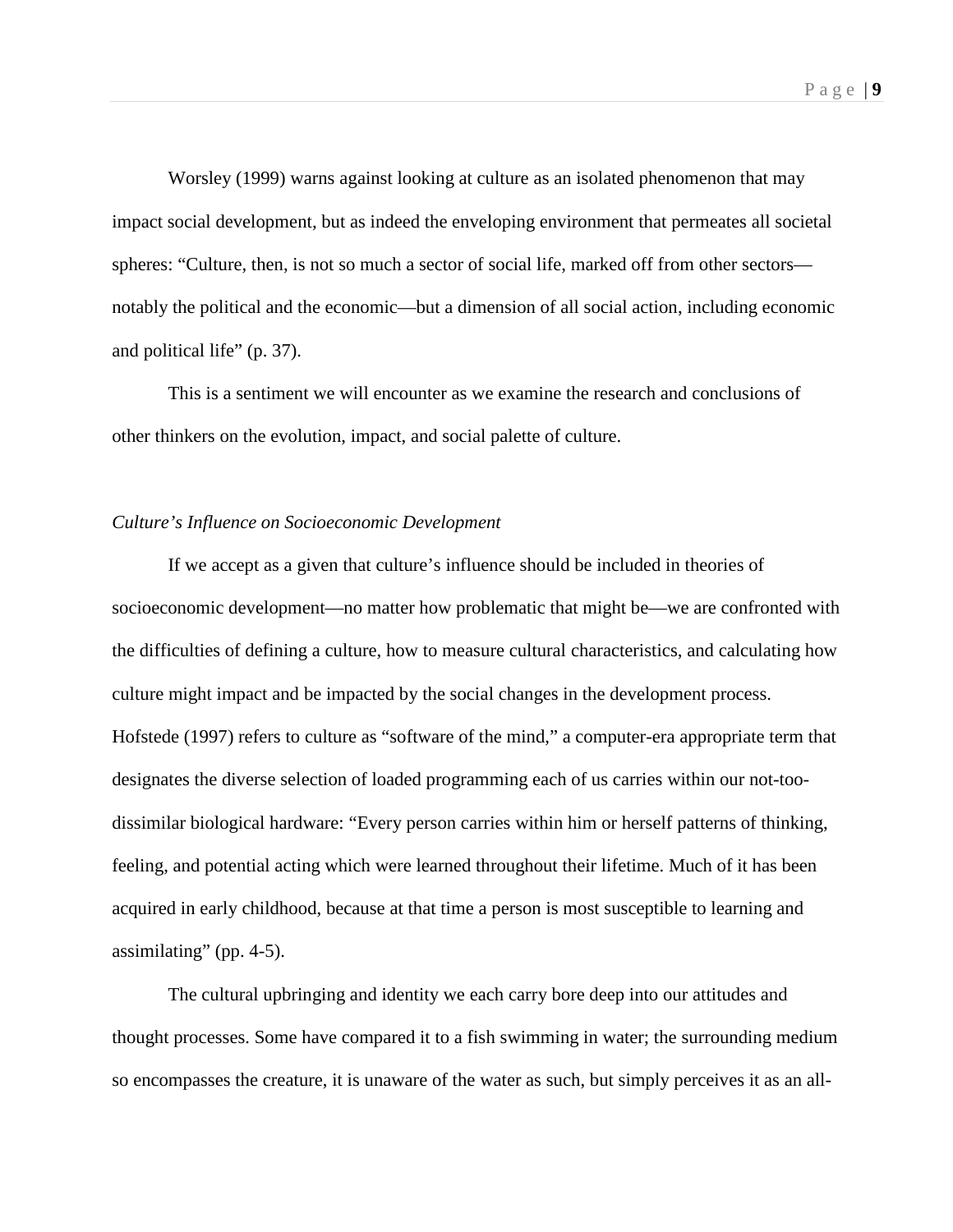Worsley (1999) warns against looking at culture as an isolated phenomenon that may impact social development, but as indeed the enveloping environment that permeates all societal spheres: "Culture, then, is not so much a sector of social life, marked off from other sectors—notably the political and the economic—but a dimension of all social action, including economic and political life" (p. 37).

This is a sentiment we will encounter as we examine the research and conclusions of other thinkers on the evolution, impact, and social palette of culture.

*Culture's Influence on Socioeconomic Development*

If we accept as a given that culture's influence should be included in theories of socioeconomic development—no matter how problematic that might be—we are confronted with the difficulties of defining a culture, how to measure cultural characteristics, and calculating how culture might impact and be impacted by the social changes in the development process. Hofstede (1997) refers to culture as "software of the mind," a computer-era appropriate term that designates the diverse selection of loaded programming each of us carries within our not-too-dissimilar biological hardware: "Every person carries within him or herself patterns of thinking, feeling, and potential acting which were learned throughout their lifetime. Much of it has been acquired in early childhood, because at that time a person is most susceptible to learning and assimilating" (pp. 4-5).

The cultural upbringing and identity we each carry bore deep into our attitudes and thought processes. Some have compared it to a fish swimming in water; the surrounding medium so encompasses the creature, it is unaware of the water as such, but simply perceives it as an all-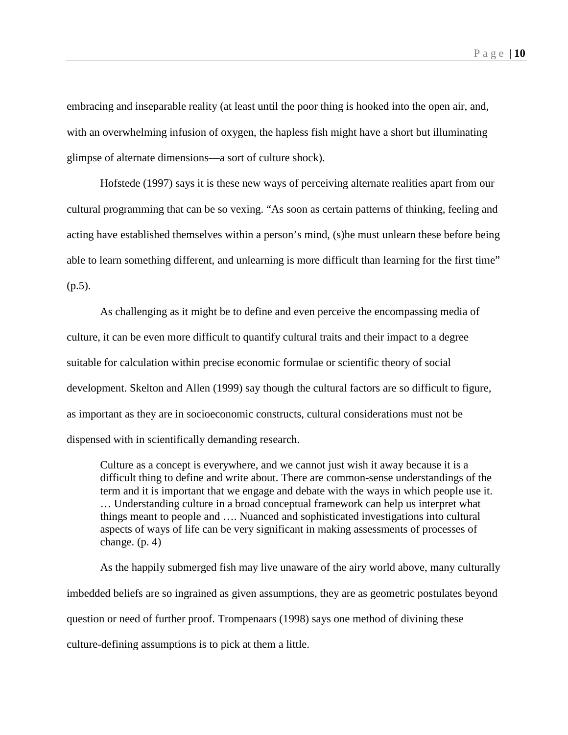embracing and inseparable reality (at least until the poor thing is hooked into the open air, and, with an overwhelming infusion of oxygen, the hapless fish might have a short but illuminating glimpse of alternate dimensions—a sort of culture shock).

Hofstede (1997) says it is these new ways of perceiving alternate realities apart from our cultural programming that can be so vexing. “As soon as certain patterns of thinking, feeling and acting have established themselves within a person’s mind, (s)he must unlearn these before being able to learn something different, and unlearning is more difficult than learning for the first time” (p.5).

As challenging as it might be to define and even perceive the encompassing media of culture, it can be even more difficult to quantify cultural traits and their impact to a degree suitable for calculation within precise economic formulae or scientific theory of social development. Skelton and Allen (1999) say though the cultural factors are so difficult to figure, as important as they are in socioeconomic constructs, cultural considerations must not be dispensed with in scientifically demanding research.

> Culture as a concept is everywhere, and we cannot just wish it away because it is a difficult thing to define and write about. There are common-sense understandings of the term and it is important that we engage and debate with the ways in which people use it. … Understanding culture in a broad conceptual framework can help us interpret what things meant to people and …. Nuanced and sophisticated investigations into cultural aspects of ways of life can be very significant in making assessments of processes of change. (p. 4)

As the happily submerged fish may live unaware of the airy world above, many culturally imbedded beliefs are so ingrained as given assumptions, they are as geometric postulates beyond question or need of further proof. Trompenaars (1998) says one method of divining these culture-defining assumptions is to pick at them a little.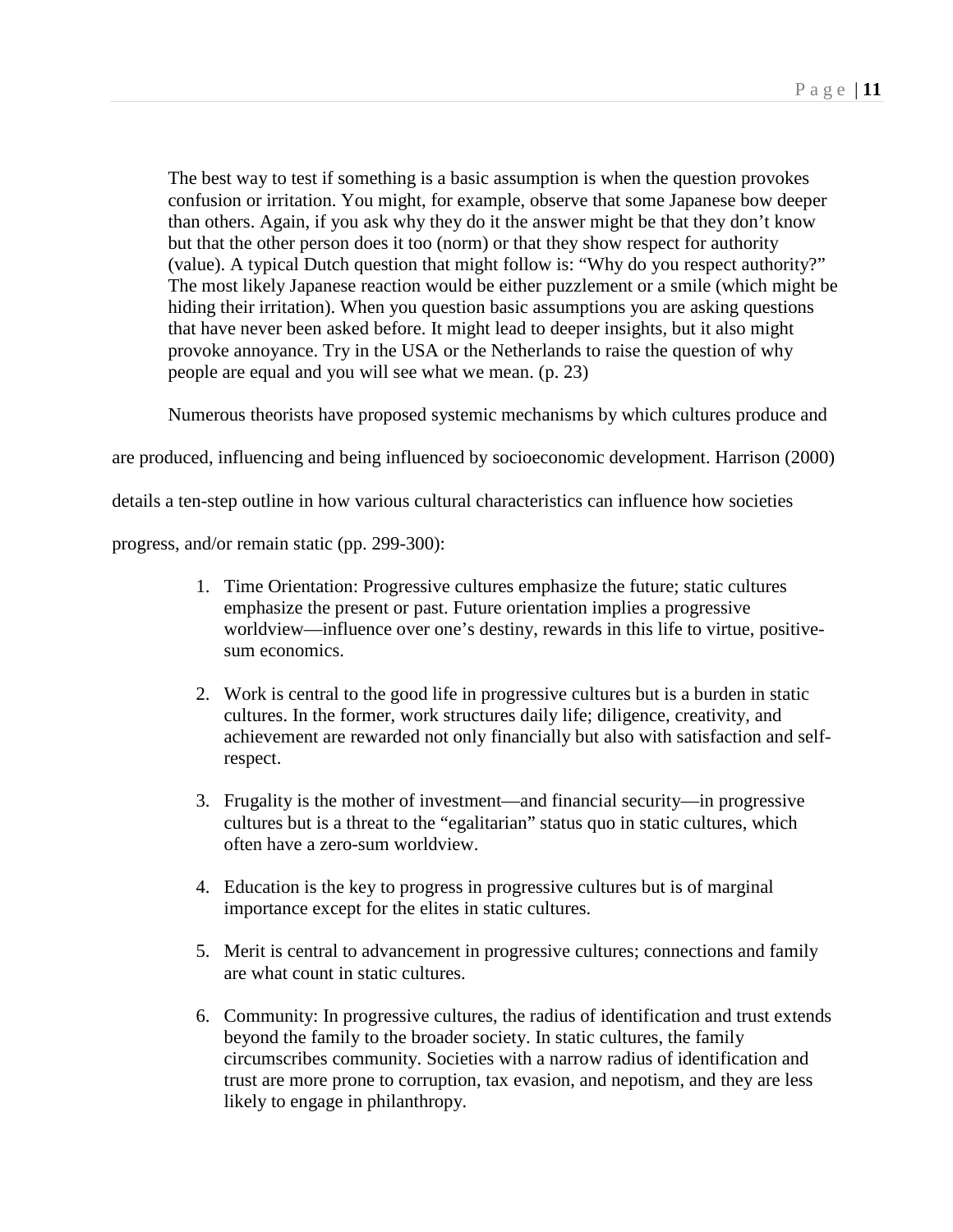> The best way to test if something is a basic assumption is when the question provokes confusion or irritation. You might, for example, observe that some Japanese bow deeper than others. Again, if you ask why they do it the answer might be that they don't know but that the other person does it too (norm) or that they show respect for authority (value). A typical Dutch question that might follow is: "Why do you respect authority?" The most likely Japanese reaction would be either puzzlement or a smile (which might be hiding their irritation). When you question basic assumptions you are asking questions that have never been asked before. It might lead to deeper insights, but it also might provoke annoyance. Try in the USA or the Netherlands to raise the question of why people are equal and you will see what we mean. (p. 23)

Numerous theorists have proposed systemic mechanisms by which cultures produce and are produced, influencing and being influenced by socioeconomic development. Harrison (2000) details a ten-step outline in how various cultural characteristics can influence how societies progress, and/or remain static (pp. 299-300):

1. Time Orientation: Progressive cultures emphasize the future; static cultures emphasize the present or past. Future orientation implies a progressive worldview—influence over one's destiny, rewards in this life to virtue, positive-sum economics.

2. Work is central to the good life in progressive cultures but is a burden in static cultures. In the former, work structures daily life; diligence, creativity, and achievement are rewarded not only financially but also with satisfaction and self-respect.

3. Frugality is the mother of investment—and financial security—in progressive cultures but is a threat to the "egalitarian" status quo in static cultures, which often have a zero-sum worldview.

4. Education is the key to progress in progressive cultures but is of marginal importance except for the elites in static cultures.

5. Merit is central to advancement in progressive cultures; connections and family are what count in static cultures.

6. Community: In progressive cultures, the radius of identification and trust extends beyond the family to the broader society. In static cultures, the family circumscribes community. Societies with a narrow radius of identification and trust are more prone to corruption, tax evasion, and nepotism, and they are less likely to engage in philanthropy.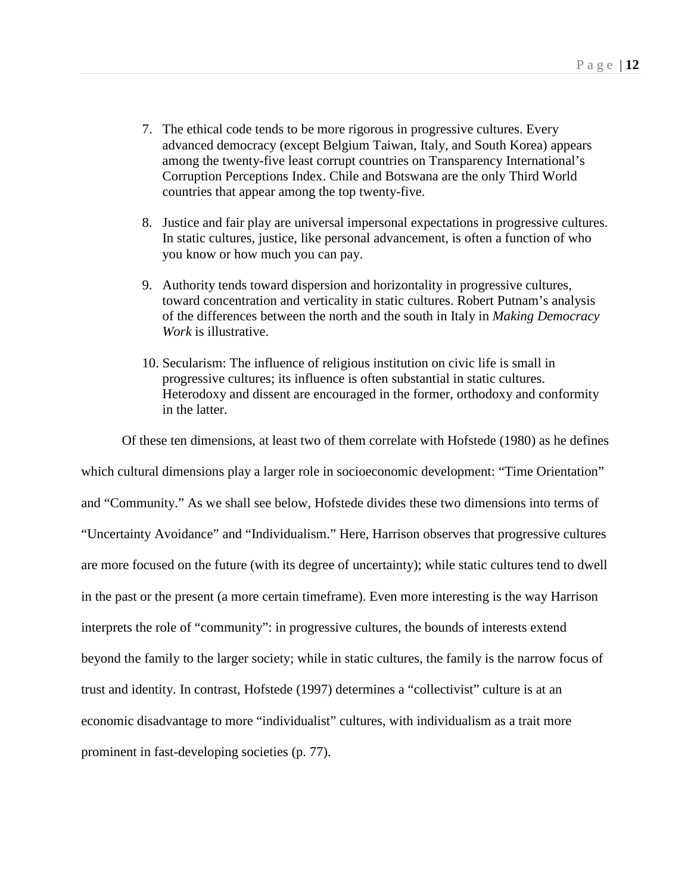7. The ethical code tends to be more rigorous in progressive cultures. Every advanced democracy (except Belgium Taiwan, Italy, and South Korea) appears among the twenty-five least corrupt countries on Transparency International's Corruption Perceptions Index. Chile and Botswana are the only Third World countries that appear among the top twenty-five.

8. Justice and fair play are universal impersonal expectations in progressive cultures. In static cultures, justice, like personal advancement, is often a function of who you know or how much you can pay.

9. Authority tends toward dispersion and horizontality in progressive cultures, toward concentration and verticality in static cultures. Robert Putnam's analysis of the differences between the north and the south in Italy in *Making Democracy Work* is illustrative.

10. Secularism: The influence of religious institution on civic life is small in progressive cultures; its influence is often substantial in static cultures. Heterodoxy and dissent are encouraged in the former, orthodoxy and conformity in the latter.

Of these ten dimensions, at least two of them correlate with Hofstede (1980) as he defines which cultural dimensions play a larger role in socioeconomic development: "Time Orientation" and "Community." As we shall see below, Hofstede divides these two dimensions into terms of "Uncertainty Avoidance" and "Individualism." Here, Harrison observes that progressive cultures are more focused on the future (with its degree of uncertainty); while static cultures tend to dwell in the past or the present (a more certain timeframe). Even more interesting is the way Harrison interprets the role of "community": in progressive cultures, the bounds of interests extend beyond the family to the larger society; while in static cultures, the family is the narrow focus of trust and identity. In contrast, Hofstede (1997) determines a "collectivist" culture is at an economic disadvantage to more "individualist" cultures, with individualism as a trait more prominent in fast-developing societies (p. 77).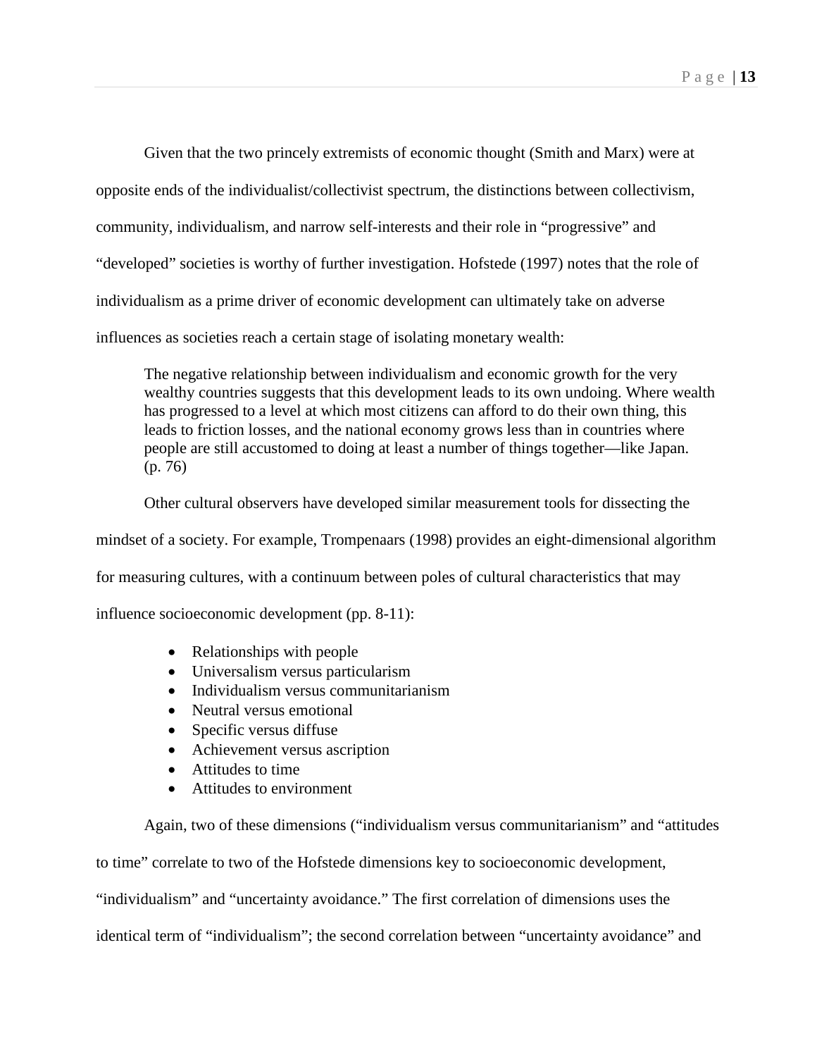Given that the two princely extremists of economic thought (Smith and Marx) were at opposite ends of the individualist/collectivist spectrum, the distinctions between collectivism, community, individualism, and narrow self-interests and their role in “progressive” and “developed” societies is worthy of further investigation. Hofstede (1997) notes that the role of individualism as a prime driver of economic development can ultimately take on adverse influences as societies reach a certain stage of isolating monetary wealth:

> The negative relationship between individualism and economic growth for the very wealthy countries suggests that this development leads to its own undoing. Where wealth has progressed to a level at which most citizens can afford to do their own thing, this leads to friction losses, and the national economy grows less than in countries where people are still accustomed to doing at least a number of things together—like Japan. (p. 76)

Other cultural observers have developed similar measurement tools for dissecting the mindset of a society. For example, Trompenaars (1998) provides an eight-dimensional algorithm for measuring cultures, with a continuum between poles of cultural characteristics that may influence socioeconomic development (pp. 8-11):

- Relationships with people
- Universalism versus particularism
- Individualism versus communitarianism
- Neutral versus emotional
- Specific versus diffuse
- Achievement versus ascription
- Attitudes to time
- Attitudes to environment

Again, two of these dimensions (“individualism versus communitarianism” and “attitudes to time” correlate to two of the Hofstede dimensions key to socioeconomic development, “individualism” and “uncertainty avoidance.” The first correlation of dimensions uses the identical term of “individualism”; the second correlation between “uncertainty avoidance” and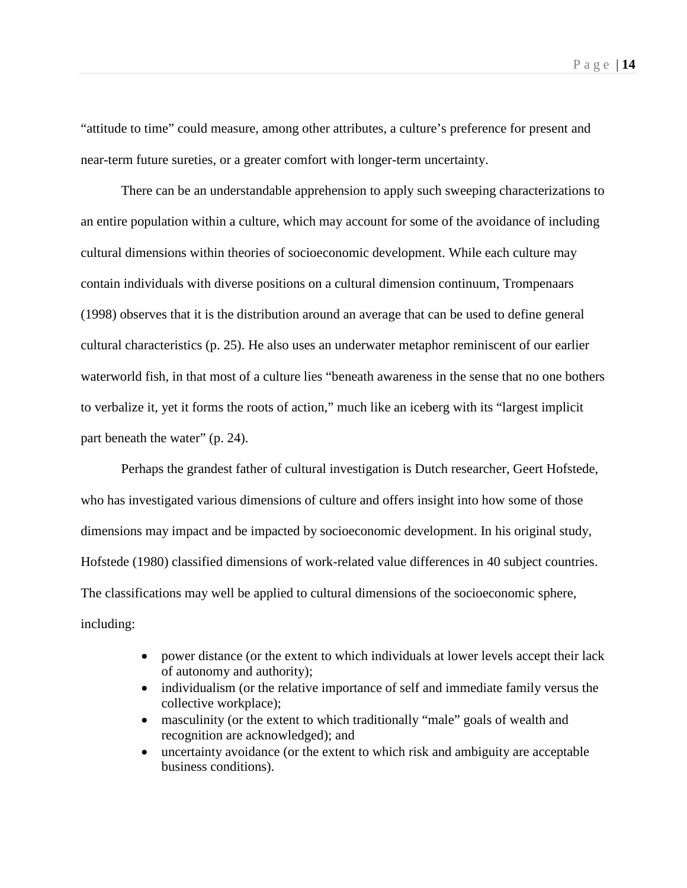“attitude to time” could measure, among other attributes, a culture’s preference for present and near-term future sureties, or a greater comfort with longer-term uncertainty.

There can be an understandable apprehension to apply such sweeping characterizations to an entire population within a culture, which may account for some of the avoidance of including cultural dimensions within theories of socioeconomic development. While each culture may contain individuals with diverse positions on a cultural dimension continuum, Trompenaars (1998) observes that it is the distribution around an average that can be used to define general cultural characteristics (p. 25). He also uses an underwater metaphor reminiscent of our earlier waterworld fish, in that most of a culture lies “beneath awareness in the sense that no one bothers to verbalize it, yet it forms the roots of action,” much like an iceberg with its “largest implicit part beneath the water” (p. 24).

Perhaps the grandest father of cultural investigation is Dutch researcher, Geert Hofstede, who has investigated various dimensions of culture and offers insight into how some of those dimensions may impact and be impacted by socioeconomic development. In his original study, Hofstede (1980) classified dimensions of work-related value differences in 40 subject countries. The classifications may well be applied to cultural dimensions of the socioeconomic sphere, including:

- power distance (or the extent to which individuals at lower levels accept their lack of autonomy and authority);
- individualism (or the relative importance of self and immediate family versus the collective workplace);
- masculinity (or the extent to which traditionally “male” goals of wealth and recognition are acknowledged); and
- uncertainty avoidance (or the extent to which risk and ambiguity are acceptable business conditions).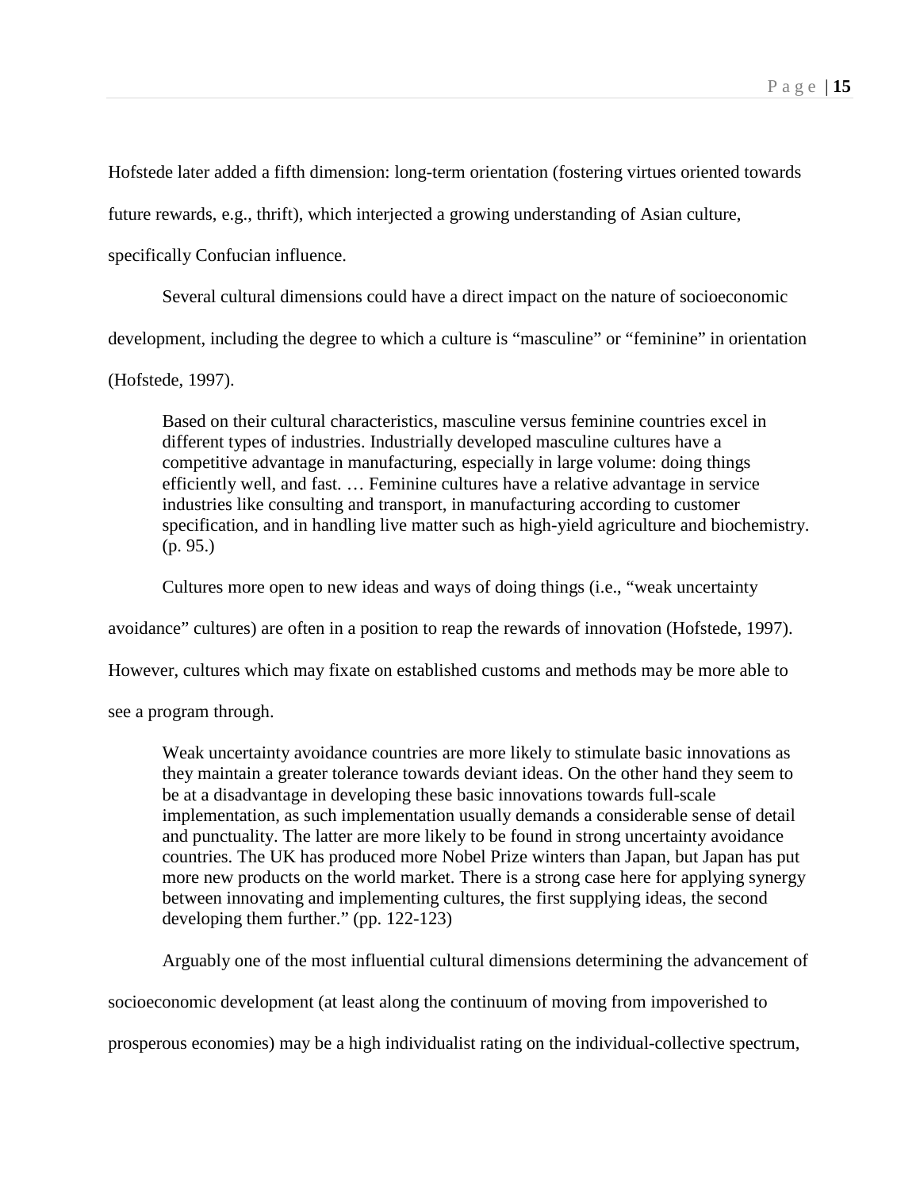Hofstede later added a fifth dimension: long-term orientation (fostering virtues oriented towards future rewards, e.g., thrift), which interjected a growing understanding of Asian culture, specifically Confucian influence.

Several cultural dimensions could have a direct impact on the nature of socioeconomic development, including the degree to which a culture is "masculine" or "feminine" in orientation (Hofstede, 1997).

> Based on their cultural characteristics, masculine versus feminine countries excel in different types of industries. Industrially developed masculine cultures have a competitive advantage in manufacturing, especially in large volume: doing things efficiently well, and fast. … Feminine cultures have a relative advantage in service industries like consulting and transport, in manufacturing according to customer specification, and in handling live matter such as high-yield agriculture and biochemistry. (p. 95.)

Cultures more open to new ideas and ways of doing things (i.e., "weak uncertainty avoidance" cultures) are often in a position to reap the rewards of innovation (Hofstede, 1997). However, cultures which may fixate on established customs and methods may be more able to see a program through.

> Weak uncertainty avoidance countries are more likely to stimulate basic innovations as they maintain a greater tolerance towards deviant ideas. On the other hand they seem to be at a disadvantage in developing these basic innovations towards full-scale implementation, as such implementation usually demands a considerable sense of detail and punctuality. The latter are more likely to be found in strong uncertainty avoidance countries. The UK has produced more Nobel Prize winters than Japan, but Japan has put more new products on the world market. There is a strong case here for applying synergy between innovating and implementing cultures, the first supplying ideas, the second developing them further." (pp. 122-123)

Arguably one of the most influential cultural dimensions determining the advancement of socioeconomic development (at least along the continuum of moving from impoverished to prosperous economies) may be a high individualist rating on the individual-collective spectrum,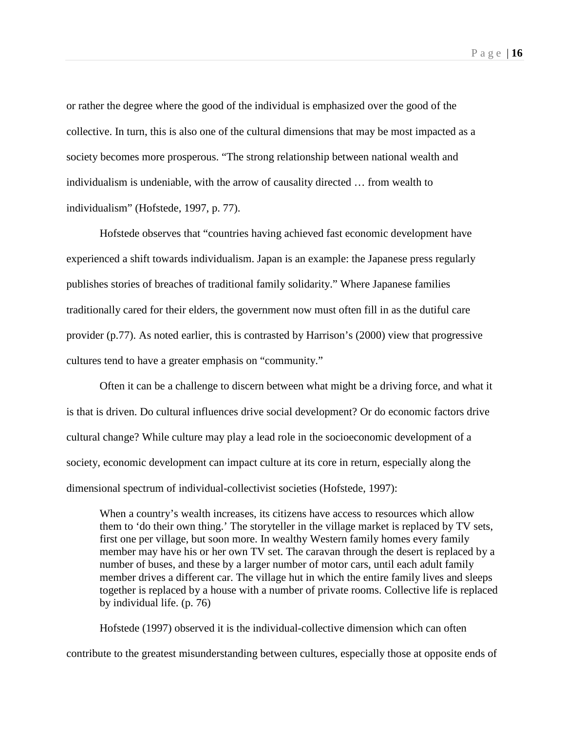or rather the degree where the good of the individual is emphasized over the good of the collective. In turn, this is also one of the cultural dimensions that may be most impacted as a society becomes more prosperous. “The strong relationship between national wealth and individualism is undeniable, with the arrow of causality directed … from wealth to individualism” (Hofstede, 1997, p. 77).

Hofstede observes that “countries having achieved fast economic development have experienced a shift towards individualism. Japan is an example: the Japanese press regularly publishes stories of breaches of traditional family solidarity.” Where Japanese families traditionally cared for their elders, the government now must often fill in as the dutiful care provider (p.77). As noted earlier, this is contrasted by Harrison’s (2000) view that progressive cultures tend to have a greater emphasis on “community.”

Often it can be a challenge to discern between what might be a driving force, and what it is that is driven. Do cultural influences drive social development? Or do economic factors drive cultural change? While culture may play a lead role in the socioeconomic development of a society, economic development can impact culture at its core in return, especially along the dimensional spectrum of individual-collectivist societies (Hofstede, 1997):

> When a country’s wealth increases, its citizens have access to resources which allow them to ‘do their own thing.’ The storyteller in the village market is replaced by TV sets, first one per village, but soon more. In wealthy Western family homes every family member may have his or her own TV set. The caravan through the desert is replaced by a number of buses, and these by a larger number of motor cars, until each adult family member drives a different car. The village hut in which the entire family lives and sleeps together is replaced by a house with a number of private rooms. Collective life is replaced by individual life. (p. 76)

Hofstede (1997) observed it is the individual-collective dimension which can often contribute to the greatest misunderstanding between cultures, especially those at opposite ends of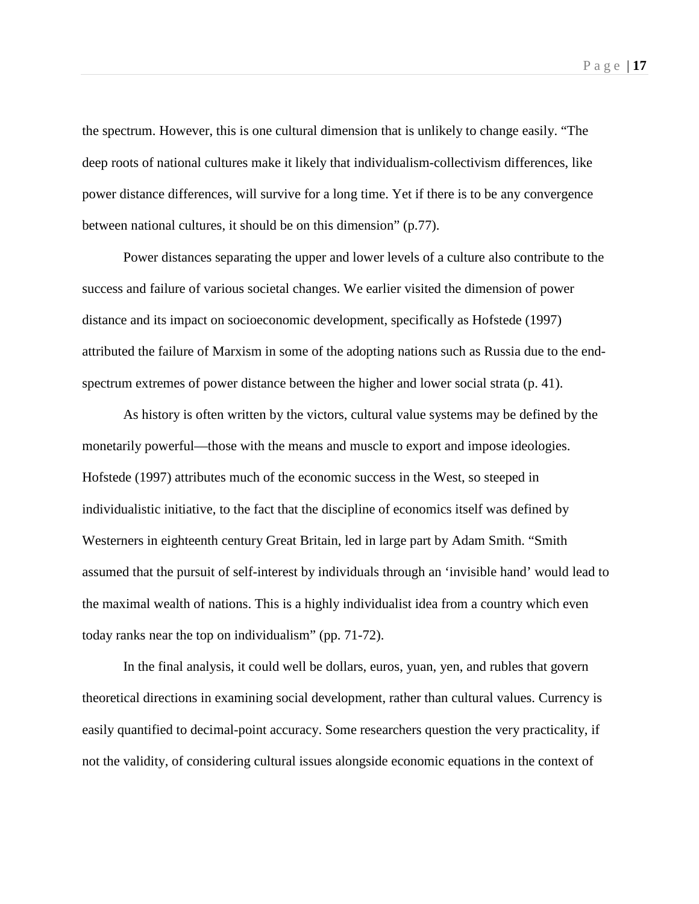the spectrum. However, this is one cultural dimension that is unlikely to change easily. "The deep roots of national cultures make it likely that individualism-collectivism differences, like power distance differences, will survive for a long time. Yet if there is to be any convergence between national cultures, it should be on this dimension" (p.77).

Power distances separating the upper and lower levels of a culture also contribute to the success and failure of various societal changes. We earlier visited the dimension of power distance and its impact on socioeconomic development, specifically as Hofstede (1997) attributed the failure of Marxism in some of the adopting nations such as Russia due to the end-spectrum extremes of power distance between the higher and lower social strata (p. 41).

As history is often written by the victors, cultural value systems may be defined by the monetarily powerful—those with the means and muscle to export and impose ideologies. Hofstede (1997) attributes much of the economic success in the West, so steeped in individualistic initiative, to the fact that the discipline of economics itself was defined by Westerners in eighteenth century Great Britain, led in large part by Adam Smith. "Smith assumed that the pursuit of self-interest by individuals through an 'invisible hand' would lead to the maximal wealth of nations. This is a highly individualist idea from a country which even today ranks near the top on individualism" (pp. 71-72).

In the final analysis, it could well be dollars, euros, yuan, yen, and rubles that govern theoretical directions in examining social development, rather than cultural values. Currency is easily quantified to decimal-point accuracy. Some researchers question the very practicality, if not the validity, of considering cultural issues alongside economic equations in the context of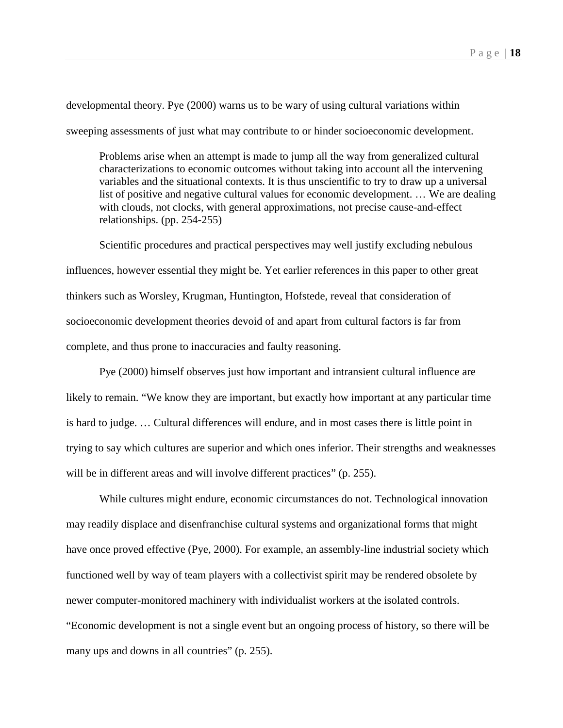developmental theory. Pye (2000) warns us to be wary of using cultural variations within sweeping assessments of just what may contribute to or hinder socioeconomic development.

> Problems arise when an attempt is made to jump all the way from generalized cultural characterizations to economic outcomes without taking into account all the intervening variables and the situational contexts. It is thus unscientific to try to draw up a universal list of positive and negative cultural values for economic development. … We are dealing with clouds, not clocks, with general approximations, not precise cause-and-effect relationships. (pp. 254-255)

Scientific procedures and practical perspectives may well justify excluding nebulous influences, however essential they might be. Yet earlier references in this paper to other great thinkers such as Worsley, Krugman, Huntington, Hofstede, reveal that consideration of socioeconomic development theories devoid of and apart from cultural factors is far from complete, and thus prone to inaccuracies and faulty reasoning.

Pye (2000) himself observes just how important and intransient cultural influence are likely to remain. “We know they are important, but exactly how important at any particular time is hard to judge. … Cultural differences will endure, and in most cases there is little point in trying to say which cultures are superior and which ones inferior. Their strengths and weaknesses will be in different areas and will involve different practices” (p. 255).

While cultures might endure, economic circumstances do not. Technological innovation may readily displace and disenfranchise cultural systems and organizational forms that might have once proved effective (Pye, 2000). For example, an assembly-line industrial society which functioned well by way of team players with a collectivist spirit may be rendered obsolete by newer computer-monitored machinery with individualist workers at the isolated controls. “Economic development is not a single event but an ongoing process of history, so there will be many ups and downs in all countries” (p. 255).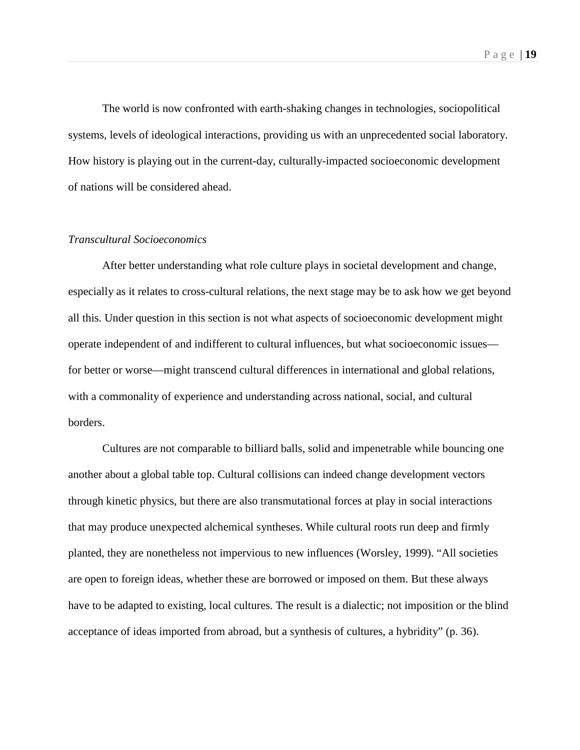The world is now confronted with earth-shaking changes in technologies, sociopolitical systems, levels of ideological interactions, providing us with an unprecedented social laboratory. How history is playing out in the current-day, culturally-impacted socioeconomic development of nations will be considered ahead.

*Transcultural Socioeconomics*

After better understanding what role culture plays in societal development and change, especially as it relates to cross-cultural relations, the next stage may be to ask how we get beyond all this. Under question in this section is not what aspects of socioeconomic development might operate independent of and indifferent to cultural influences, but what socioeconomic issues—for better or worse—might transcend cultural differences in international and global relations, with a commonality of experience and understanding across national, social, and cultural borders.

Cultures are not comparable to billiard balls, solid and impenetrable while bouncing one another about a global table top. Cultural collisions can indeed change development vectors through kinetic physics, but there are also transmutational forces at play in social interactions that may produce unexpected alchemical syntheses. While cultural roots run deep and firmly planted, they are nonetheless not impervious to new influences (Worsley, 1999). "All societies are open to foreign ideas, whether these are borrowed or imposed on them. But these always have to be adapted to existing, local cultures. The result is a dialectic; not imposition or the blind acceptance of ideas imported from abroad, but a synthesis of cultures, a hybridity" (p. 36).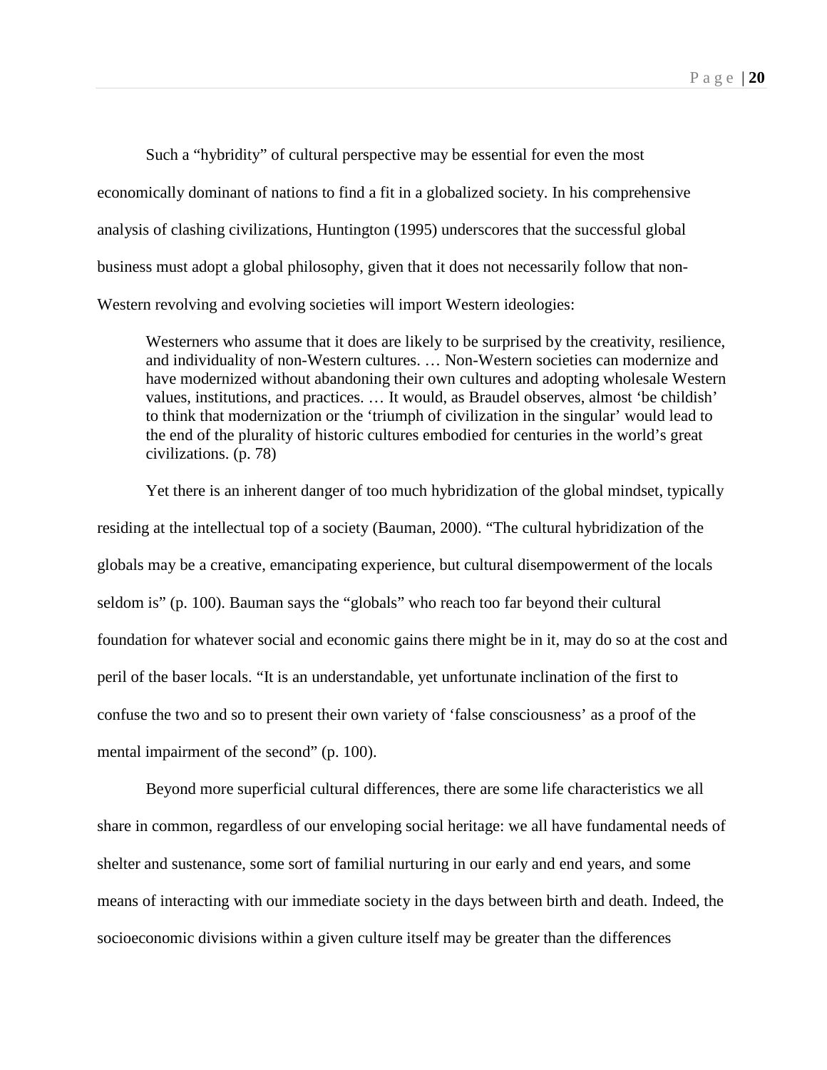Such a "hybridity" of cultural perspective may be essential for even the most economically dominant of nations to find a fit in a globalized society. In his comprehensive analysis of clashing civilizations, Huntington (1995) underscores that the successful global business must adopt a global philosophy, given that it does not necessarily follow that non-Western revolving and evolving societies will import Western ideologies:

> Westerners who assume that it does are likely to be surprised by the creativity, resilience, and individuality of non-Western cultures. … Non-Western societies can modernize and have modernized without abandoning their own cultures and adopting wholesale Western values, institutions, and practices. … It would, as Braudel observes, almost 'be childish' to think that modernization or the 'triumph of civilization in the singular' would lead to the end of the plurality of historic cultures embodied for centuries in the world's great civilizations. (p. 78)

Yet there is an inherent danger of too much hybridization of the global mindset, typically residing at the intellectual top of a society (Bauman, 2000). "The cultural hybridization of the globals may be a creative, emancipating experience, but cultural disempowerment of the locals seldom is" (p. 100). Bauman says the "globals" who reach too far beyond their cultural foundation for whatever social and economic gains there might be in it, may do so at the cost and peril of the baser locals. "It is an understandable, yet unfortunate inclination of the first to confuse the two and so to present their own variety of 'false consciousness' as a proof of the mental impairment of the second" (p. 100).

Beyond more superficial cultural differences, there are some life characteristics we all share in common, regardless of our enveloping social heritage: we all have fundamental needs of shelter and sustenance, some sort of familial nurturing in our early and end years, and some means of interacting with our immediate society in the days between birth and death. Indeed, the socioeconomic divisions within a given culture itself may be greater than the differences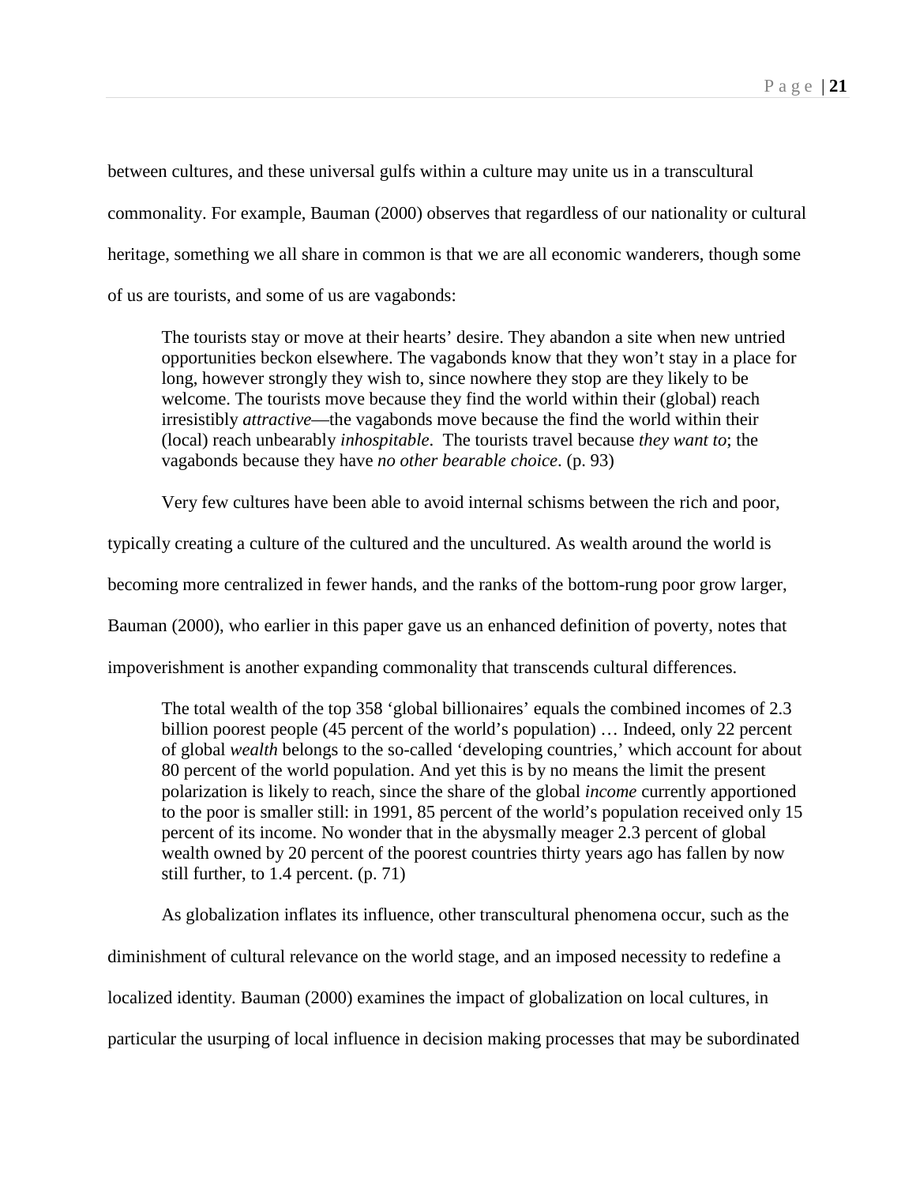between cultures, and these universal gulfs within a culture may unite us in a transcultural commonality. For example, Bauman (2000) observes that regardless of our nationality or cultural heritage, something we all share in common is that we are all economic wanderers, though some of us are tourists, and some of us are vagabonds:

> The tourists stay or move at their hearts' desire. They abandon a site when new untried opportunities beckon elsewhere. The vagabonds know that they won't stay in a place for long, however strongly they wish to, since nowhere they stop are they likely to be welcome. The tourists move because they find the world within their (global) reach irresistibly *attractive*—the vagabonds move because the find the world within their (local) reach unbearably *inhospitable*. The tourists travel because *they want to*; the vagabonds because they have *no other bearable choice*. (p. 93)

Very few cultures have been able to avoid internal schisms between the rich and poor, typically creating a culture of the cultured and the uncultured. As wealth around the world is becoming more centralized in fewer hands, and the ranks of the bottom-rung poor grow larger, Bauman (2000), who earlier in this paper gave us an enhanced definition of poverty, notes that impoverishment is another expanding commonality that transcends cultural differences.

> The total wealth of the top 358 'global billionaires' equals the combined incomes of 2.3 billion poorest people (45 percent of the world's population) … Indeed, only 22 percent of global *wealth* belongs to the so-called 'developing countries,' which account for about 80 percent of the world population. And yet this is by no means the limit the present polarization is likely to reach, since the share of the global *income* currently apportioned to the poor is smaller still: in 1991, 85 percent of the world's population received only 15 percent of its income. No wonder that in the abysmally meager 2.3 percent of global wealth owned by 20 percent of the poorest countries thirty years ago has fallen by now still further, to 1.4 percent. (p. 71)

As globalization inflates its influence, other transcultural phenomena occur, such as the diminishment of cultural relevance on the world stage, and an imposed necessity to redefine a localized identity. Bauman (2000) examines the impact of globalization on local cultures, in particular the usurping of local influence in decision making processes that may be subordinated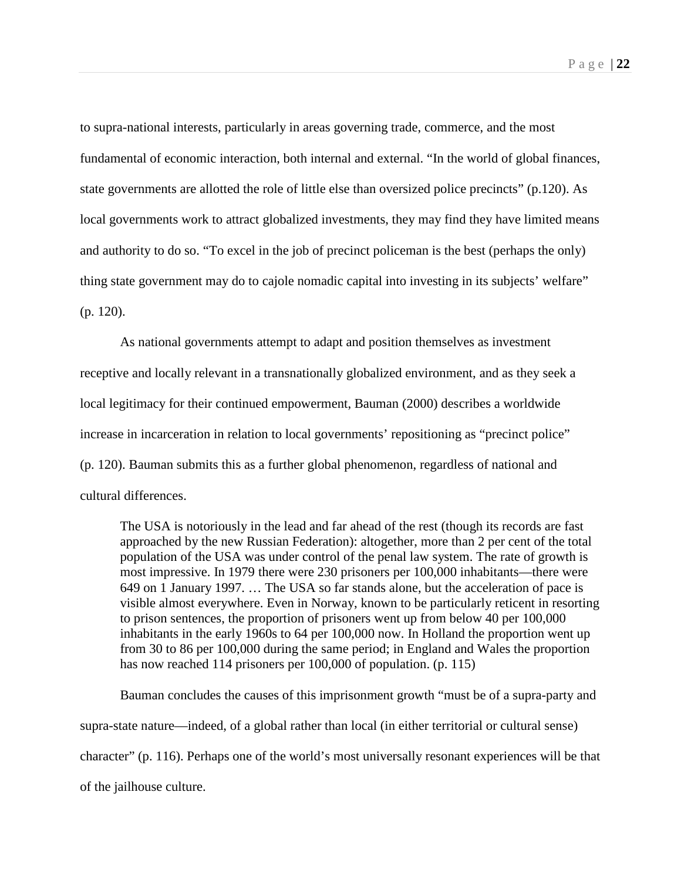to supra-national interests, particularly in areas governing trade, commerce, and the most fundamental of economic interaction, both internal and external. “In the world of global finances, state governments are allotted the role of little else than oversized police precincts” (p.120). As local governments work to attract globalized investments, they may find they have limited means and authority to do so. “To excel in the job of precinct policeman is the best (perhaps the only) thing state government may do to cajole nomadic capital into investing in its subjects’ welfare” (p. 120).

As national governments attempt to adapt and position themselves as investment receptive and locally relevant in a transnationally globalized environment, and as they seek a local legitimacy for their continued empowerment, Bauman (2000) describes a worldwide increase in incarceration in relation to local governments’ repositioning as “precinct police” (p. 120). Bauman submits this as a further global phenomenon, regardless of national and cultural differences.

> The USA is notoriously in the lead and far ahead of the rest (though its records are fast approached by the new Russian Federation): altogether, more than 2 per cent of the total population of the USA was under control of the penal law system. The rate of growth is most impressive. In 1979 there were 230 prisoners per 100,000 inhabitants—there were 649 on 1 January 1997. … The USA so far stands alone, but the acceleration of pace is visible almost everywhere. Even in Norway, known to be particularly reticent in resorting to prison sentences, the proportion of prisoners went up from below 40 per 100,000 inhabitants in the early 1960s to 64 per 100,000 now. In Holland the proportion went up from 30 to 86 per 100,000 during the same period; in England and Wales the proportion has now reached 114 prisoners per 100,000 of population. (p. 115)

Bauman concludes the causes of this imprisonment growth “must be of a supra-party and supra-state nature—indeed, of a global rather than local (in either territorial or cultural sense) character” (p. 116). Perhaps one of the world’s most universally resonant experiences will be that of the jailhouse culture.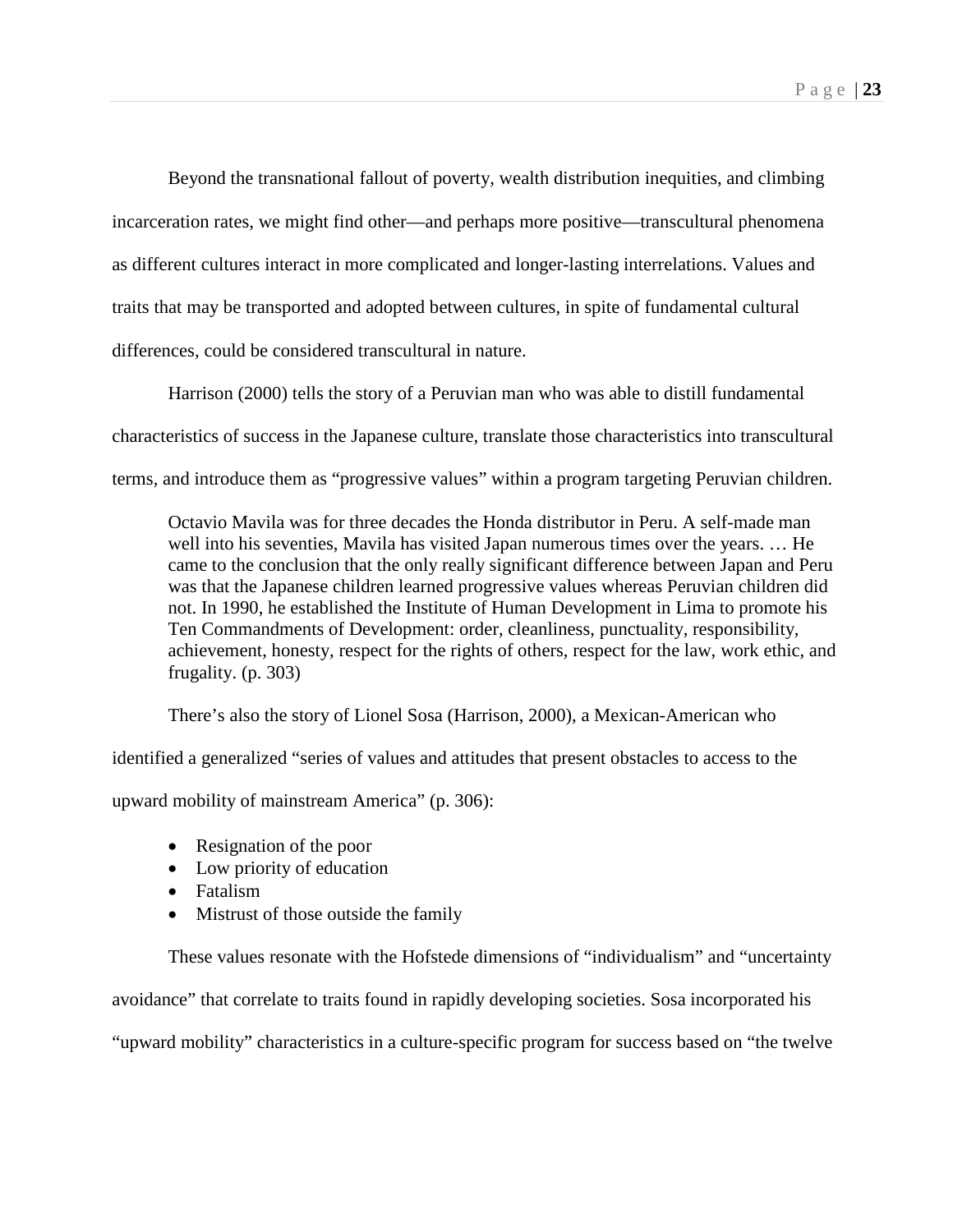Beyond the transnational fallout of poverty, wealth distribution inequities, and climbing incarceration rates, we might find other—and perhaps more positive—transcultural phenomena as different cultures interact in more complicated and longer-lasting interrelations. Values and traits that may be transported and adopted between cultures, in spite of fundamental cultural differences, could be considered transcultural in nature.

Harrison (2000) tells the story of a Peruvian man who was able to distill fundamental characteristics of success in the Japanese culture, translate those characteristics into transcultural terms, and introduce them as "progressive values" within a program targeting Peruvian children.

> Octavio Mavila was for three decades the Honda distributor in Peru. A self-made man well into his seventies, Mavila has visited Japan numerous times over the years. … He came to the conclusion that the only really significant difference between Japan and Peru was that the Japanese children learned progressive values whereas Peruvian children did not. In 1990, he established the Institute of Human Development in Lima to promote his Ten Commandments of Development: order, cleanliness, punctuality, responsibility, achievement, honesty, respect for the rights of others, respect for the law, work ethic, and frugality. (p. 303)

There's also the story of Lionel Sosa (Harrison, 2000), a Mexican-American who identified a generalized "series of values and attitudes that present obstacles to access to the upward mobility of mainstream America" (p. 306):

- Resignation of the poor
- Low priority of education
- Fatalism
- Mistrust of those outside the family

These values resonate with the Hofstede dimensions of "individualism" and "uncertainty avoidance" that correlate to traits found in rapidly developing societies. Sosa incorporated his "upward mobility" characteristics in a culture-specific program for success based on "the twelve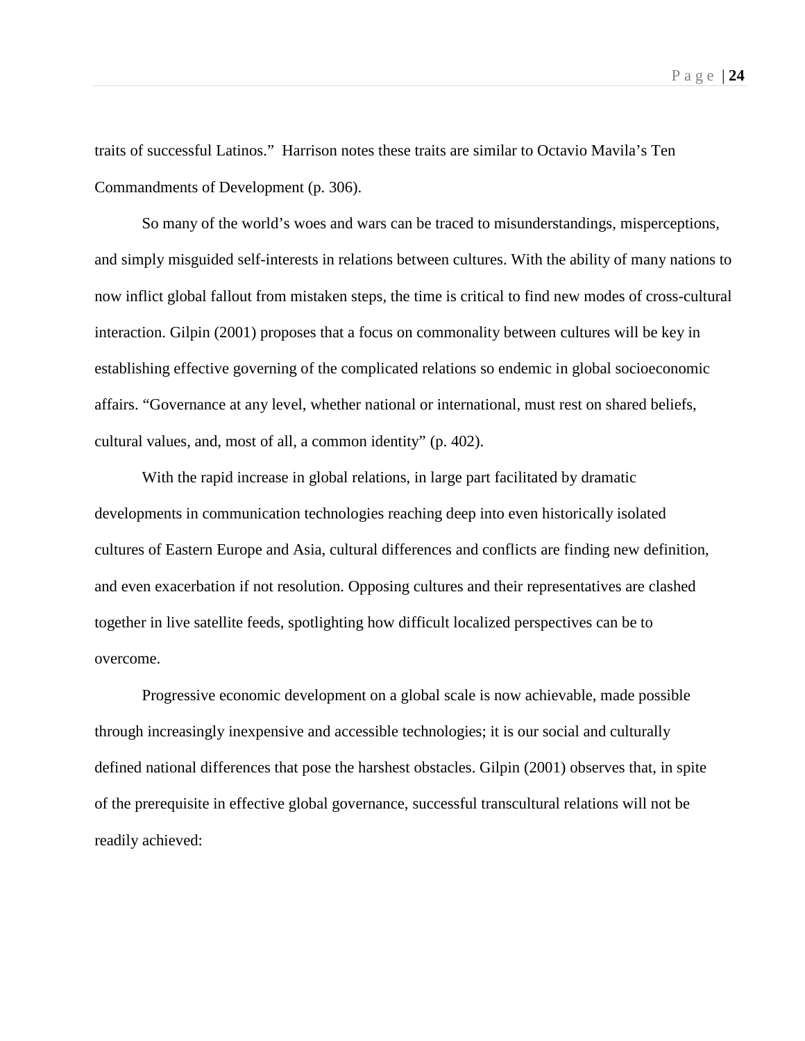traits of successful Latinos." Harrison notes these traits are similar to Octavio Mavila's Ten Commandments of Development (p. 306).

So many of the world's woes and wars can be traced to misunderstandings, misperceptions, and simply misguided self-interests in relations between cultures. With the ability of many nations to now inflict global fallout from mistaken steps, the time is critical to find new modes of cross-cultural interaction. Gilpin (2001) proposes that a focus on commonality between cultures will be key in establishing effective governing of the complicated relations so endemic in global socioeconomic affairs. "Governance at any level, whether national or international, must rest on shared beliefs, cultural values, and, most of all, a common identity" (p. 402).

With the rapid increase in global relations, in large part facilitated by dramatic developments in communication technologies reaching deep into even historically isolated cultures of Eastern Europe and Asia, cultural differences and conflicts are finding new definition, and even exacerbation if not resolution. Opposing cultures and their representatives are clashed together in live satellite feeds, spotlighting how difficult localized perspectives can be to overcome.

Progressive economic development on a global scale is now achievable, made possible through increasingly inexpensive and accessible technologies; it is our social and culturally defined national differences that pose the harshest obstacles. Gilpin (2001) observes that, in spite of the prerequisite in effective global governance, successful transcultural relations will not be readily achieved: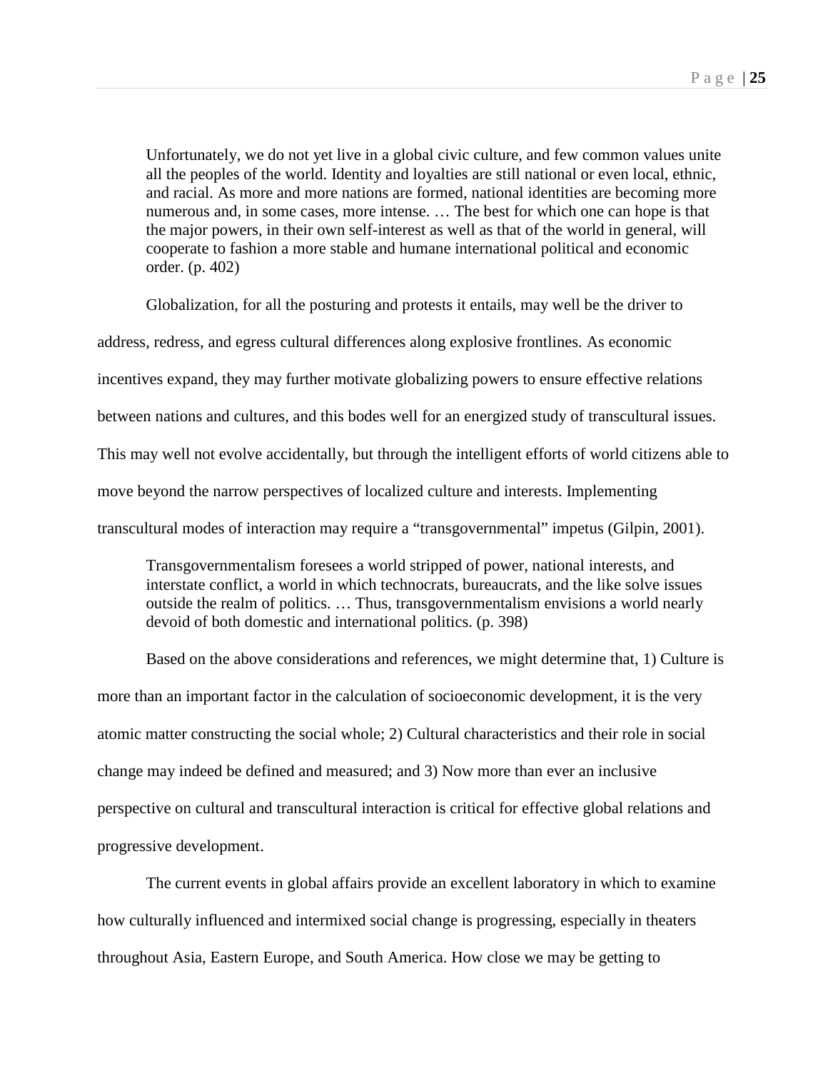> Unfortunately, we do not yet live in a global civic culture, and few common values unite all the peoples of the world. Identity and loyalties are still national or even local, ethnic, and racial. As more and more nations are formed, national identities are becoming more numerous and, in some cases, more intense. … The best for which one can hope is that the major powers, in their own self-interest as well as that of the world in general, will cooperate to fashion a more stable and humane international political and economic order. (p. 402)

Globalization, for all the posturing and protests it entails, may well be the driver to address, redress, and egress cultural differences along explosive frontlines. As economic incentives expand, they may further motivate globalizing powers to ensure effective relations between nations and cultures, and this bodes well for an energized study of transcultural issues. This may well not evolve accidentally, but through the intelligent efforts of world citizens able to move beyond the narrow perspectives of localized culture and interests. Implementing transcultural modes of interaction may require a "transgovernmental" impetus (Gilpin, 2001).

> Transgovernmentalism foresees a world stripped of power, national interests, and interstate conflict, a world in which technocrats, bureaucrats, and the like solve issues outside the realm of politics. … Thus, transgovernmentalism envisions a world nearly devoid of both domestic and international politics. (p. 398)

Based on the above considerations and references, we might determine that, 1) Culture is more than an important factor in the calculation of socioeconomic development, it is the very atomic matter constructing the social whole; 2) Cultural characteristics and their role in social change may indeed be defined and measured; and 3) Now more than ever an inclusive perspective on cultural and transcultural interaction is critical for effective global relations and progressive development.

The current events in global affairs provide an excellent laboratory in which to examine how culturally influenced and intermixed social change is progressing, especially in theaters throughout Asia, Eastern Europe, and South America. How close we may be getting to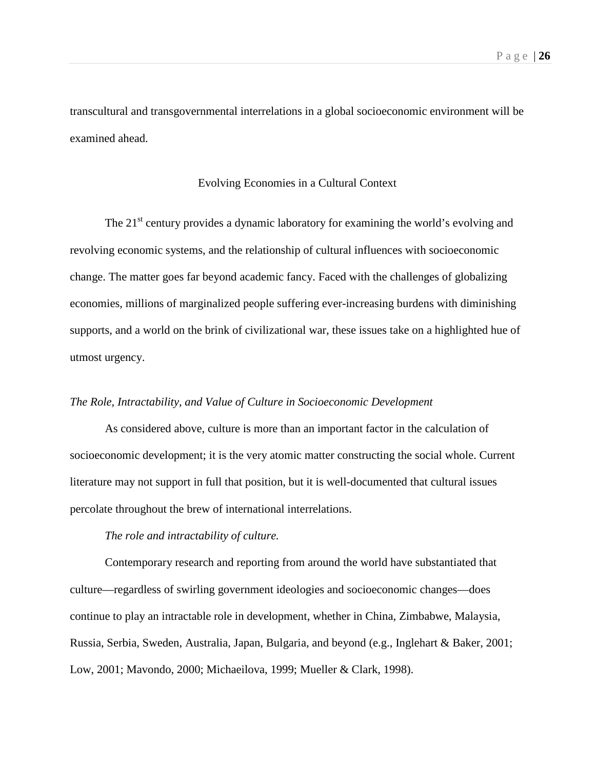transcultural and transgovernmental interrelations in a global socioeconomic environment will be examined ahead.

## Evolving Economies in a Cultural Context

The 21st century provides a dynamic laboratory for examining the world's evolving and revolving economic systems, and the relationship of cultural influences with socioeconomic change. The matter goes far beyond academic fancy. Faced with the challenges of globalizing economies, millions of marginalized people suffering ever-increasing burdens with diminishing supports, and a world on the brink of civilizational war, these issues take on a highlighted hue of utmost urgency.

### *The Role, Intractability, and Value of Culture in Socioeconomic Development*

As considered above, culture is more than an important factor in the calculation of socioeconomic development; it is the very atomic matter constructing the social whole. Current literature may not support in full that position, but it is well-documented that cultural issues percolate throughout the brew of international interrelations.

#### *The role and intractability of culture.*

Contemporary research and reporting from around the world have substantiated that culture—regardless of swirling government ideologies and socioeconomic changes—does continue to play an intractable role in development, whether in China, Zimbabwe, Malaysia, Russia, Serbia, Sweden, Australia, Japan, Bulgaria, and beyond (e.g., Inglehart & Baker, 2001; Low, 2001; Mavondo, 2000; Michaeilova, 1999; Mueller & Clark, 1998).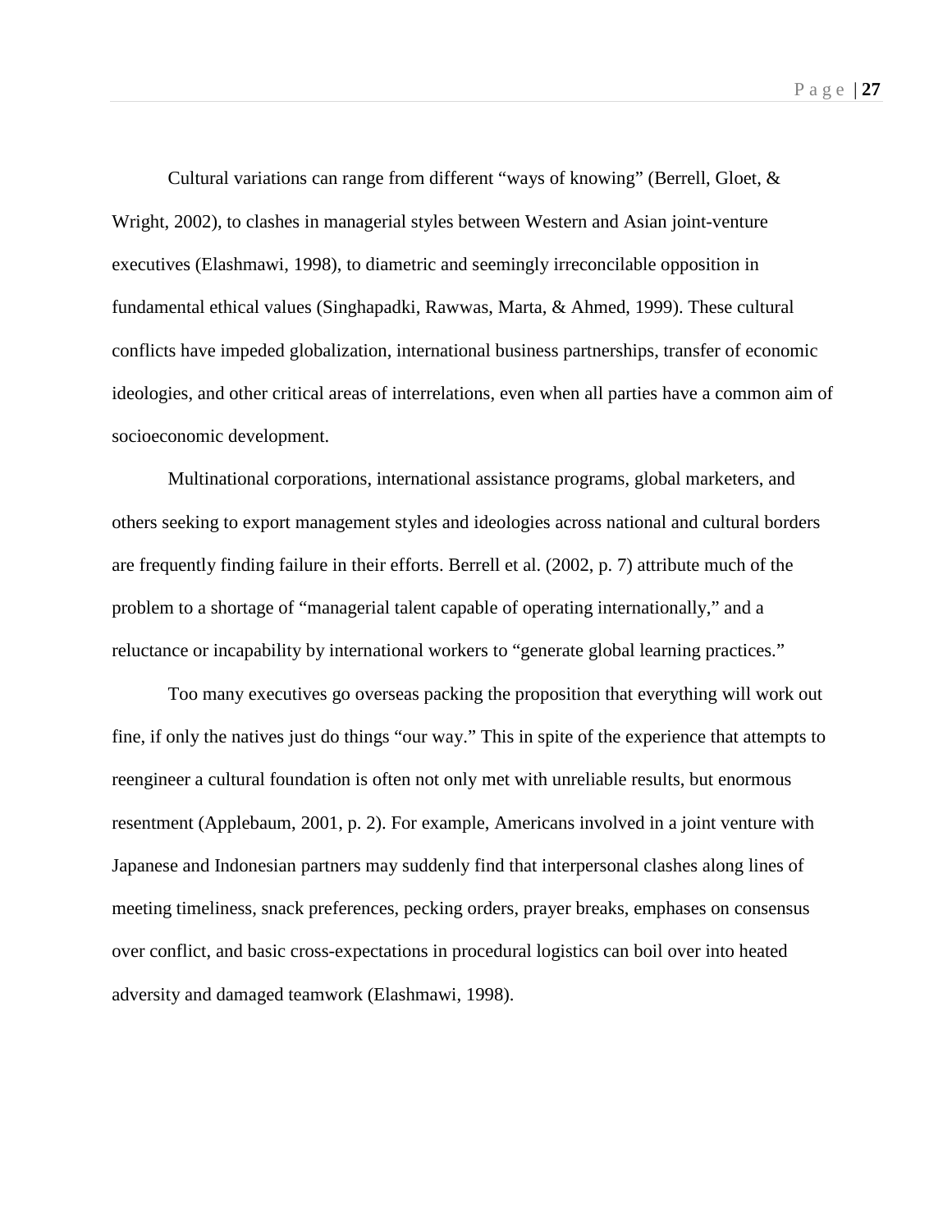Cultural variations can range from different "ways of knowing" (Berrell, Gloet, & Wright, 2002), to clashes in managerial styles between Western and Asian joint-venture executives (Elashmawi, 1998), to diametric and seemingly irreconcilable opposition in fundamental ethical values (Singhapadki, Rawwas, Marta, & Ahmed, 1999). These cultural conflicts have impeded globalization, international business partnerships, transfer of economic ideologies, and other critical areas of interrelations, even when all parties have a common aim of socioeconomic development.

Multinational corporations, international assistance programs, global marketers, and others seeking to export management styles and ideologies across national and cultural borders are frequently finding failure in their efforts. Berrell et al. (2002, p. 7) attribute much of the problem to a shortage of "managerial talent capable of operating internationally," and a reluctance or incapability by international workers to "generate global learning practices."

Too many executives go overseas packing the proposition that everything will work out fine, if only the natives just do things "our way." This in spite of the experience that attempts to reengineer a cultural foundation is often not only met with unreliable results, but enormous resentment (Applebaum, 2001, p. 2). For example, Americans involved in a joint venture with Japanese and Indonesian partners may suddenly find that interpersonal clashes along lines of meeting timeliness, snack preferences, pecking orders, prayer breaks, emphases on consensus over conflict, and basic cross-expectations in procedural logistics can boil over into heated adversity and damaged teamwork (Elashmawi, 1998).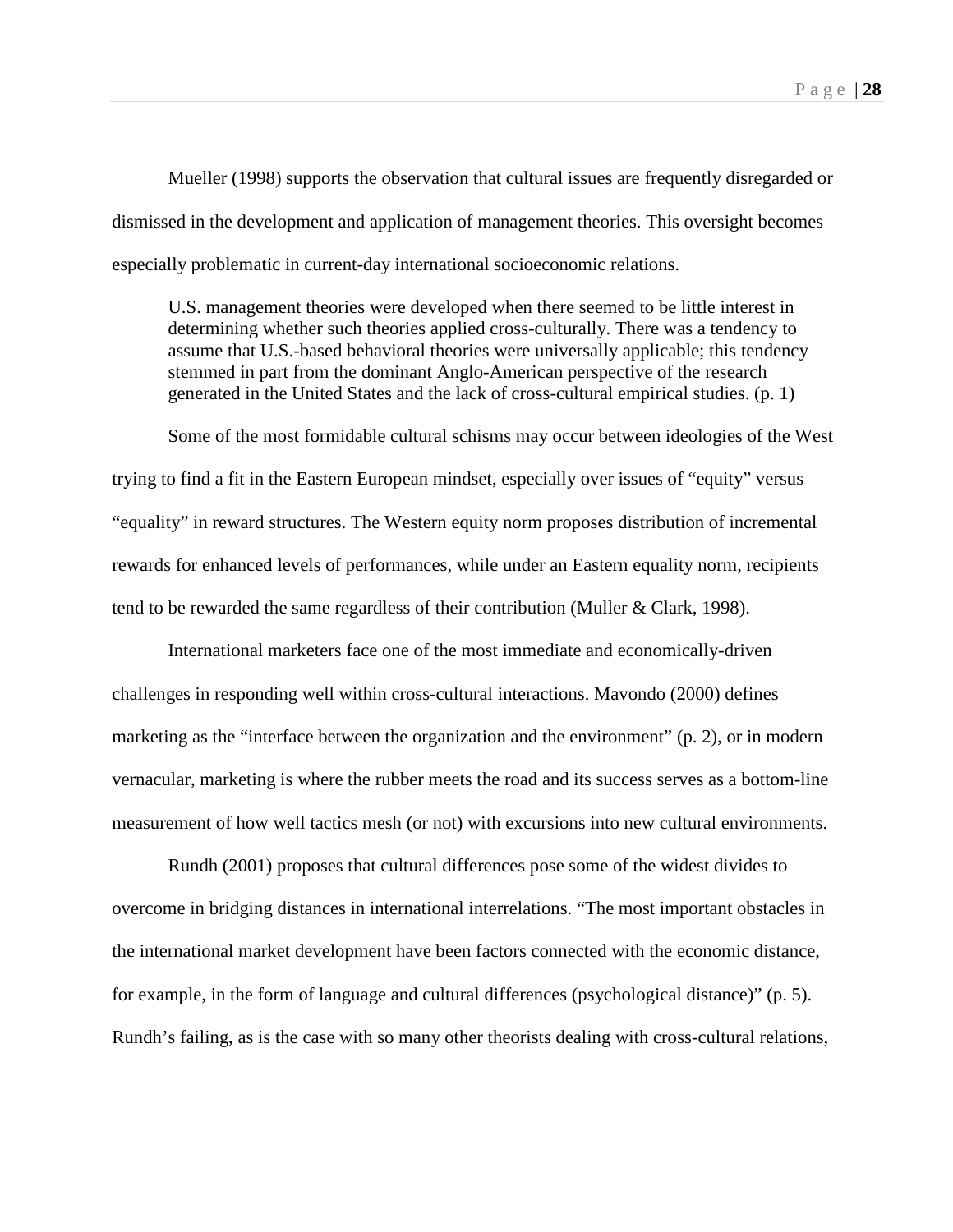Mueller (1998) supports the observation that cultural issues are frequently disregarded or dismissed in the development and application of management theories. This oversight becomes especially problematic in current-day international socioeconomic relations.

> U.S. management theories were developed when there seemed to be little interest in determining whether such theories applied cross-culturally. There was a tendency to assume that U.S.-based behavioral theories were universally applicable; this tendency stemmed in part from the dominant Anglo-American perspective of the research generated in the United States and the lack of cross-cultural empirical studies. (p. 1)

Some of the most formidable cultural schisms may occur between ideologies of the West trying to find a fit in the Eastern European mindset, especially over issues of “equity” versus “equality” in reward structures. The Western equity norm proposes distribution of incremental rewards for enhanced levels of performances, while under an Eastern equality norm, recipients tend to be rewarded the same regardless of their contribution (Muller & Clark, 1998).

International marketers face one of the most immediate and economically-driven challenges in responding well within cross-cultural interactions. Mavondo (2000) defines marketing as the “interface between the organization and the environment” (p. 2), or in modern vernacular, marketing is where the rubber meets the road and its success serves as a bottom-line measurement of how well tactics mesh (or not) with excursions into new cultural environments.

Rundh (2001) proposes that cultural differences pose some of the widest divides to overcome in bridging distances in international interrelations. “The most important obstacles in the international market development have been factors connected with the economic distance, for example, in the form of language and cultural differences (psychological distance)” (p. 5). Rundh’s failing, as is the case with so many other theorists dealing with cross-cultural relations,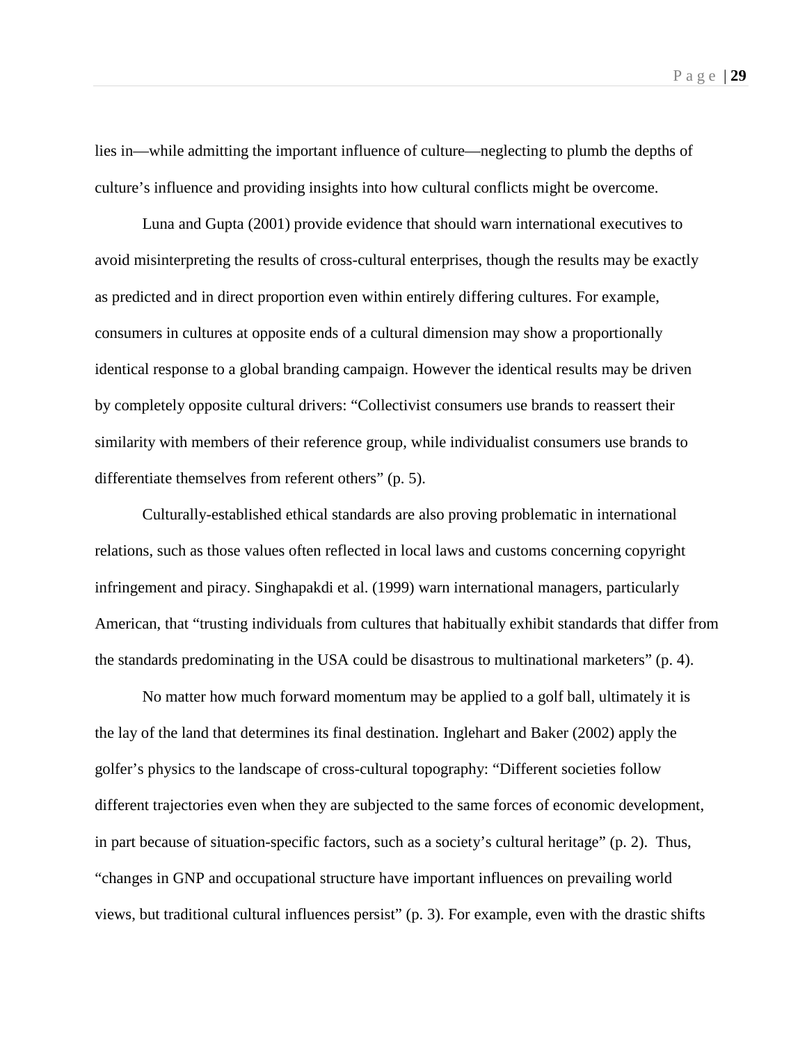lies in—while admitting the important influence of culture—neglecting to plumb the depths of culture's influence and providing insights into how cultural conflicts might be overcome.

Luna and Gupta (2001) provide evidence that should warn international executives to avoid misinterpreting the results of cross-cultural enterprises, though the results may be exactly as predicted and in direct proportion even within entirely differing cultures. For example, consumers in cultures at opposite ends of a cultural dimension may show a proportionally identical response to a global branding campaign. However the identical results may be driven by completely opposite cultural drivers: "Collectivist consumers use brands to reassert their similarity with members of their reference group, while individualist consumers use brands to differentiate themselves from referent others" (p. 5).

Culturally-established ethical standards are also proving problematic in international relations, such as those values often reflected in local laws and customs concerning copyright infringement and piracy. Singhapakdi et al. (1999) warn international managers, particularly American, that "trusting individuals from cultures that habitually exhibit standards that differ from the standards predominating in the USA could be disastrous to multinational marketers" (p. 4).

No matter how much forward momentum may be applied to a golf ball, ultimately it is the lay of the land that determines its final destination. Inglehart and Baker (2002) apply the golfer's physics to the landscape of cross-cultural topography: "Different societies follow different trajectories even when they are subjected to the same forces of economic development, in part because of situation-specific factors, such as a society's cultural heritage" (p. 2). Thus, "changes in GNP and occupational structure have important influences on prevailing world views, but traditional cultural influences persist" (p. 3). For example, even with the drastic shifts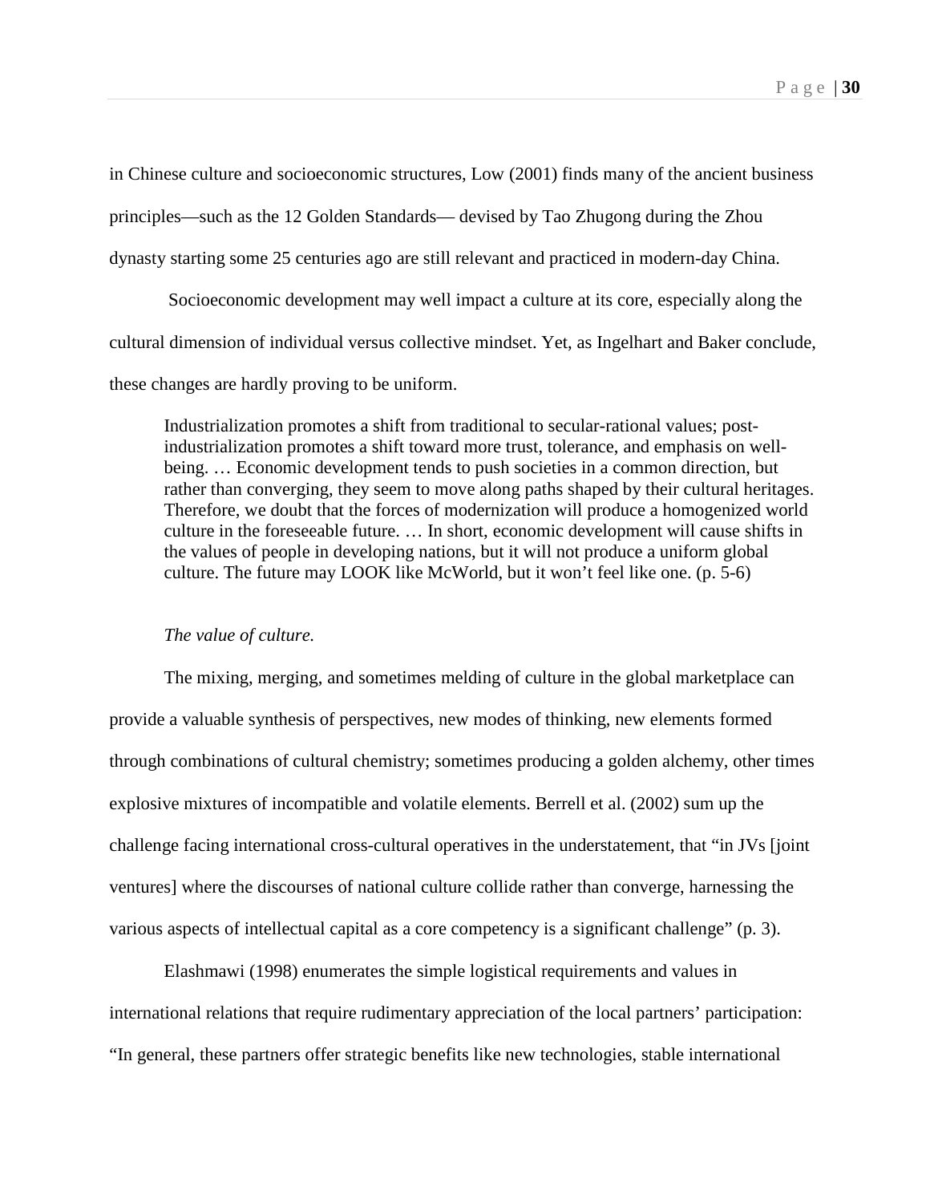in Chinese culture and socioeconomic structures, Low (2001) finds many of the ancient business principles—such as the 12 Golden Standards— devised by Tao Zhugong during the Zhou dynasty starting some 25 centuries ago are still relevant and practiced in modern-day China.

Socioeconomic development may well impact a culture at its core, especially along the cultural dimension of individual versus collective mindset. Yet, as Ingelhart and Baker conclude, these changes are hardly proving to be uniform.

> Industrialization promotes a shift from traditional to secular-rational values; post-industrialization promotes a shift toward more trust, tolerance, and emphasis on well-being. … Economic development tends to push societies in a common direction, but rather than converging, they seem to move along paths shaped by their cultural heritages. Therefore, we doubt that the forces of modernization will produce a homogenized world culture in the foreseeable future. … In short, economic development will cause shifts in the values of people in developing nations, but it will not produce a uniform global culture. The future may LOOK like McWorld, but it won't feel like one. (p. 5-6)

*The value of culture.*

The mixing, merging, and sometimes melding of culture in the global marketplace can provide a valuable synthesis of perspectives, new modes of thinking, new elements formed through combinations of cultural chemistry; sometimes producing a golden alchemy, other times explosive mixtures of incompatible and volatile elements. Berrell et al. (2002) sum up the challenge facing international cross-cultural operatives in the understatement, that "in JVs [joint ventures] where the discourses of national culture collide rather than converge, harnessing the various aspects of intellectual capital as a core competency is a significant challenge" (p. 3).

Elashmawi (1998) enumerates the simple logistical requirements and values in international relations that require rudimentary appreciation of the local partners' participation: "In general, these partners offer strategic benefits like new technologies, stable international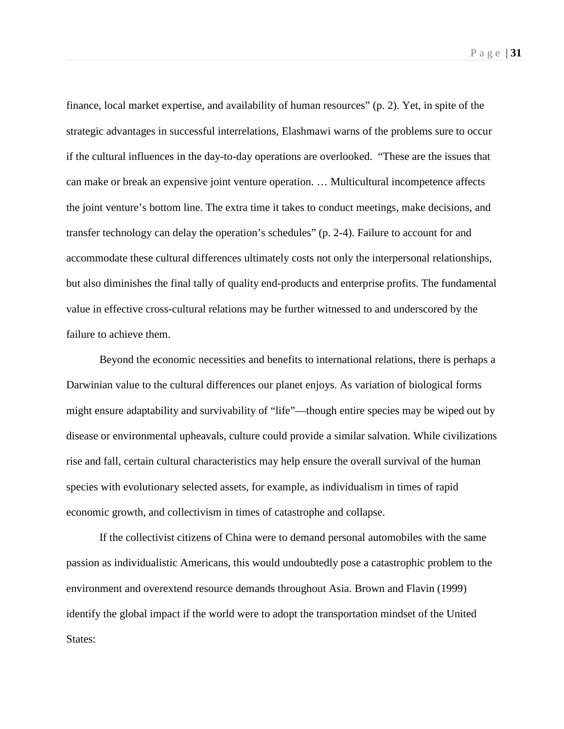finance, local market expertise, and availability of human resources" (p. 2). Yet, in spite of the strategic advantages in successful interrelations, Elashmawi warns of the problems sure to occur if the cultural influences in the day-to-day operations are overlooked. "These are the issues that can make or break an expensive joint venture operation. … Multicultural incompetence affects the joint venture's bottom line. The extra time it takes to conduct meetings, make decisions, and transfer technology can delay the operation's schedules" (p. 2-4). Failure to account for and accommodate these cultural differences ultimately costs not only the interpersonal relationships, but also diminishes the final tally of quality end-products and enterprise profits. The fundamental value in effective cross-cultural relations may be further witnessed to and underscored by the failure to achieve them.

Beyond the economic necessities and benefits to international relations, there is perhaps a Darwinian value to the cultural differences our planet enjoys. As variation of biological forms might ensure adaptability and survivability of "life"—though entire species may be wiped out by disease or environmental upheavals, culture could provide a similar salvation. While civilizations rise and fall, certain cultural characteristics may help ensure the overall survival of the human species with evolutionary selected assets, for example, as individualism in times of rapid economic growth, and collectivism in times of catastrophe and collapse.

If the collectivist citizens of China were to demand personal automobiles with the same passion as individualistic Americans, this would undoubtedly pose a catastrophic problem to the environment and overextend resource demands throughout Asia. Brown and Flavin (1999) identify the global impact if the world were to adopt the transportation mindset of the United States: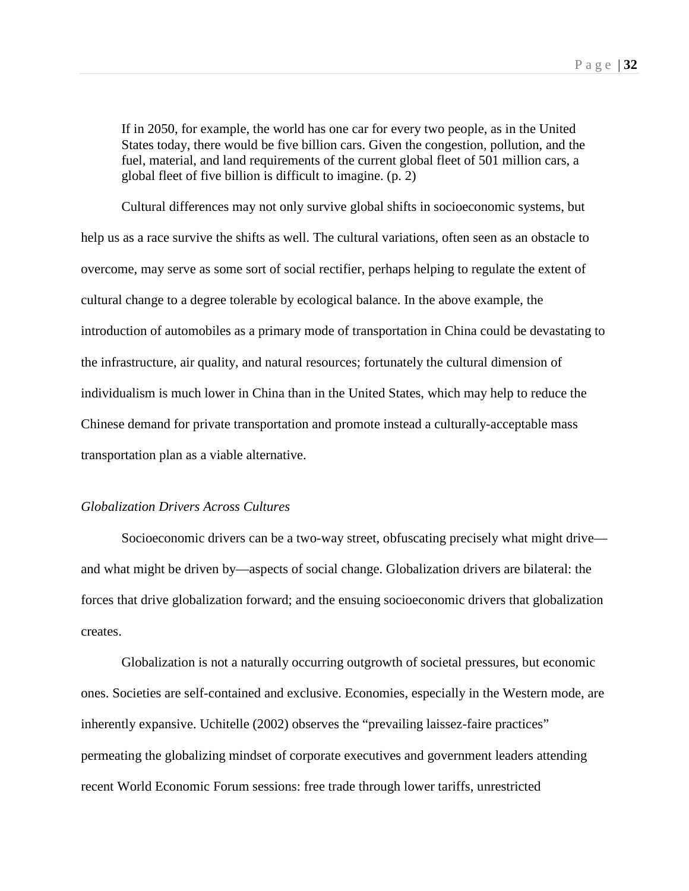> If in 2050, for example, the world has one car for every two people, as in the United States today, there would be five billion cars. Given the congestion, pollution, and the fuel, material, and land requirements of the current global fleet of 501 million cars, a global fleet of five billion is difficult to imagine. (p. 2)

Cultural differences may not only survive global shifts in socioeconomic systems, but help us as a race survive the shifts as well. The cultural variations, often seen as an obstacle to overcome, may serve as some sort of social rectifier, perhaps helping to regulate the extent of cultural change to a degree tolerable by ecological balance. In the above example, the introduction of automobiles as a primary mode of transportation in China could be devastating to the infrastructure, air quality, and natural resources; fortunately the cultural dimension of individualism is much lower in China than in the United States, which may help to reduce the Chinese demand for private transportation and promote instead a culturally-acceptable mass transportation plan as a viable alternative.

*Globalization Drivers Across Cultures*

Socioeconomic drivers can be a two-way street, obfuscating precisely what might drive—and what might be driven by—aspects of social change. Globalization drivers are bilateral: the forces that drive globalization forward; and the ensuing socioeconomic drivers that globalization creates.

Globalization is not a naturally occurring outgrowth of societal pressures, but economic ones. Societies are self-contained and exclusive. Economies, especially in the Western mode, are inherently expansive. Uchitelle (2002) observes the "prevailing laissez-faire practices" permeating the globalizing mindset of corporate executives and government leaders attending recent World Economic Forum sessions: free trade through lower tariffs, unrestricted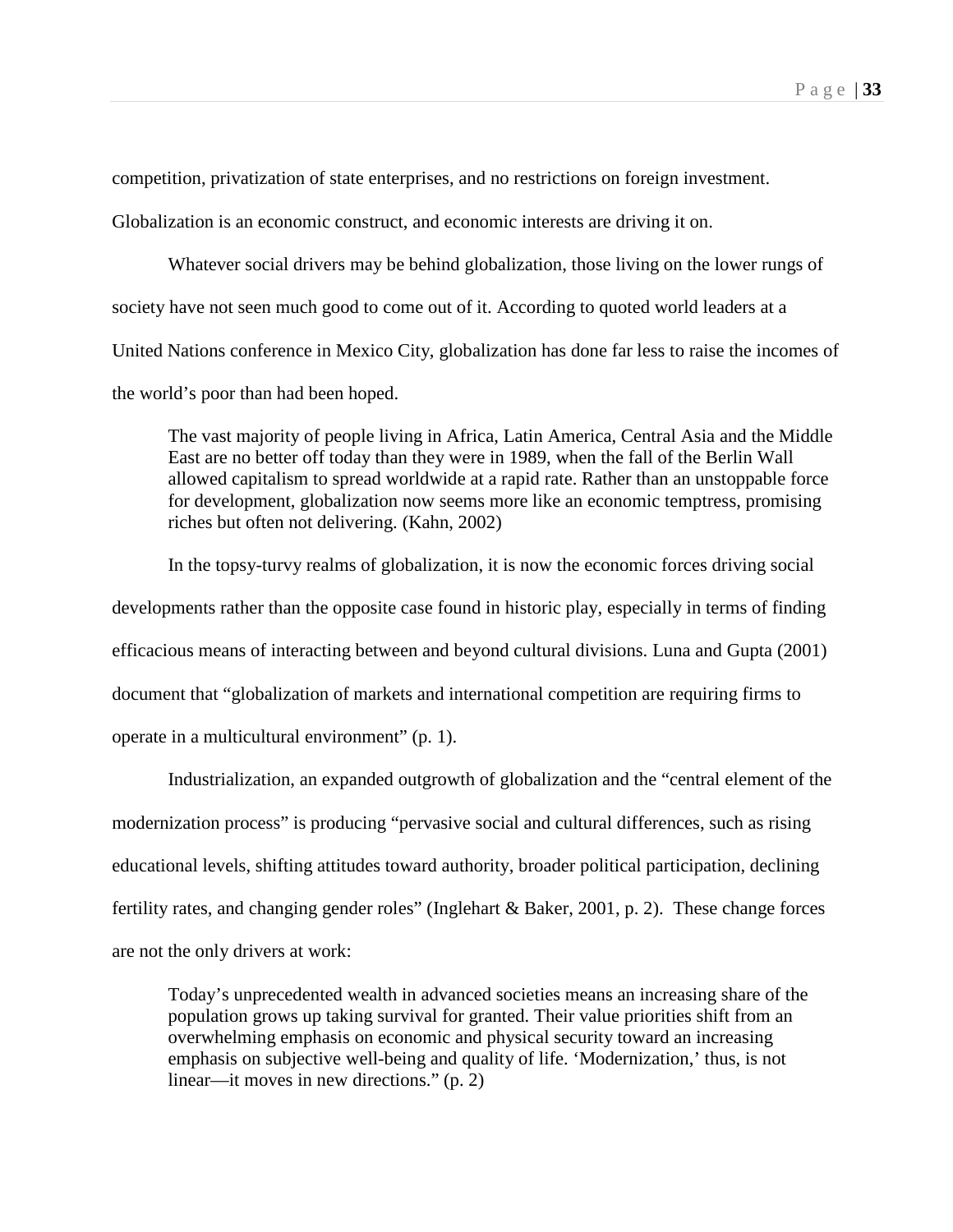competition, privatization of state enterprises, and no restrictions on foreign investment. Globalization is an economic construct, and economic interests are driving it on.

Whatever social drivers may be behind globalization, those living on the lower rungs of society have not seen much good to come out of it. According to quoted world leaders at a United Nations conference in Mexico City, globalization has done far less to raise the incomes of the world's poor than had been hoped.

> The vast majority of people living in Africa, Latin America, Central Asia and the Middle East are no better off today than they were in 1989, when the fall of the Berlin Wall allowed capitalism to spread worldwide at a rapid rate. Rather than an unstoppable force for development, globalization now seems more like an economic temptress, promising riches but often not delivering. (Kahn, 2002)

In the topsy-turvy realms of globalization, it is now the economic forces driving social developments rather than the opposite case found in historic play, especially in terms of finding efficacious means of interacting between and beyond cultural divisions. Luna and Gupta (2001) document that "globalization of markets and international competition are requiring firms to operate in a multicultural environment" (p. 1).

Industrialization, an expanded outgrowth of globalization and the "central element of the modernization process" is producing "pervasive social and cultural differences, such as rising educational levels, shifting attitudes toward authority, broader political participation, declining fertility rates, and changing gender roles" (Inglehart & Baker, 2001, p. 2). These change forces are not the only drivers at work:

> Today's unprecedented wealth in advanced societies means an increasing share of the population grows up taking survival for granted. Their value priorities shift from an overwhelming emphasis on economic and physical security toward an increasing emphasis on subjective well-being and quality of life. 'Modernization,' thus, is not linear—it moves in new directions." (p. 2)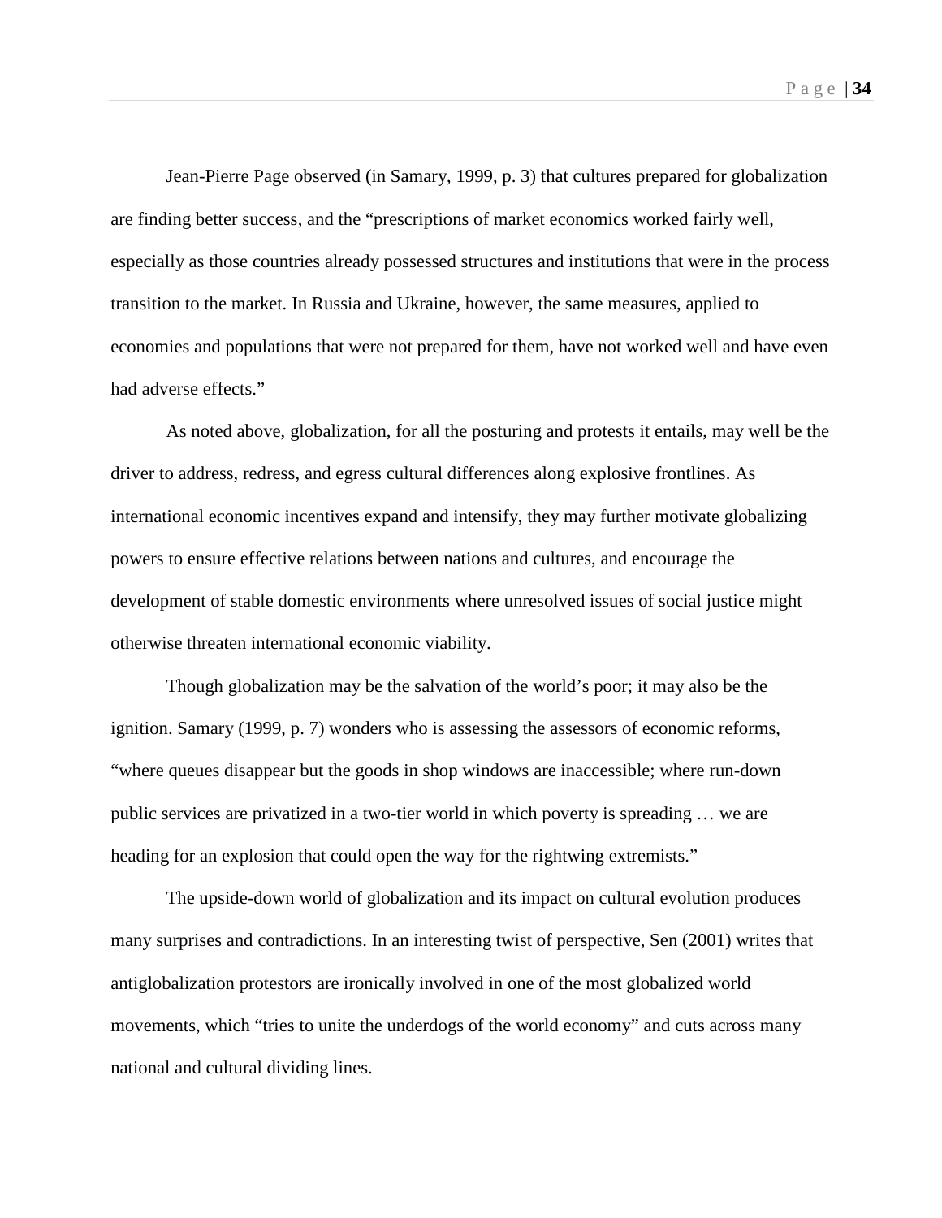Jean-Pierre Page observed (in Samary, 1999, p. 3) that cultures prepared for globalization are finding better success, and the “prescriptions of market economics worked fairly well, especially as those countries already possessed structures and institutions that were in the process transition to the market. In Russia and Ukraine, however, the same measures, applied to economies and populations that were not prepared for them, have not worked well and have even had adverse effects.”

As noted above, globalization, for all the posturing and protests it entails, may well be the driver to address, redress, and egress cultural differences along explosive frontlines. As international economic incentives expand and intensify, they may further motivate globalizing powers to ensure effective relations between nations and cultures, and encourage the development of stable domestic environments where unresolved issues of social justice might otherwise threaten international economic viability.

Though globalization may be the salvation of the world’s poor; it may also be the ignition. Samary (1999, p. 7) wonders who is assessing the assessors of economic reforms, “where queues disappear but the goods in shop windows are inaccessible; where run-down public services are privatized in a two-tier world in which poverty is spreading … we are heading for an explosion that could open the way for the rightwing extremists.”

The upside-down world of globalization and its impact on cultural evolution produces many surprises and contradictions. In an interesting twist of perspective, Sen (2001) writes that antiglobalization protestors are ironically involved in one of the most globalized world movements, which “tries to unite the underdogs of the world economy” and cuts across many national and cultural dividing lines.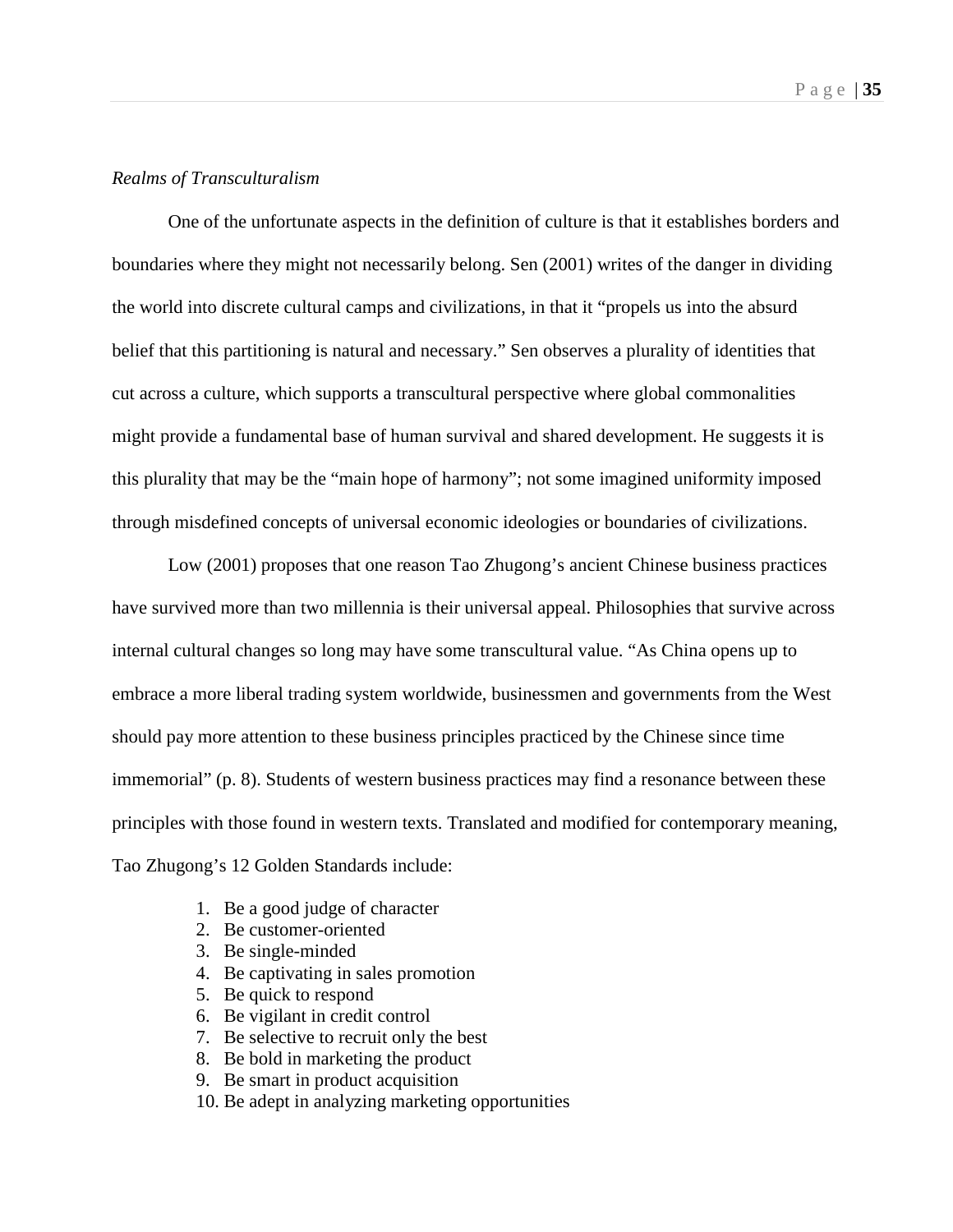*Realms of Transculturalism*

One of the unfortunate aspects in the definition of culture is that it establishes borders and boundaries where they might not necessarily belong. Sen (2001) writes of the danger in dividing the world into discrete cultural camps and civilizations, in that it "propels us into the absurd belief that this partitioning is natural and necessary." Sen observes a plurality of identities that cut across a culture, which supports a transcultural perspective where global commonalities might provide a fundamental base of human survival and shared development. He suggests it is this plurality that may be the "main hope of harmony"; not some imagined uniformity imposed through misdefined concepts of universal economic ideologies or boundaries of civilizations.

Low (2001) proposes that one reason Tao Zhugong's ancient Chinese business practices have survived more than two millennia is their universal appeal. Philosophies that survive across internal cultural changes so long may have some transcultural value. "As China opens up to embrace a more liberal trading system worldwide, businessmen and governments from the West should pay more attention to these business principles practiced by the Chinese since time immemorial" (p. 8). Students of western business practices may find a resonance between these principles with those found in western texts. Translated and modified for contemporary meaning, Tao Zhugong's 12 Golden Standards include:

1. Be a good judge of character
2. Be customer-oriented
3. Be single-minded
4. Be captivating in sales promotion
5. Be quick to respond
6. Be vigilant in credit control
7. Be selective to recruit only the best
8. Be bold in marketing the product
9. Be smart in product acquisition
10. Be adept in analyzing marketing opportunities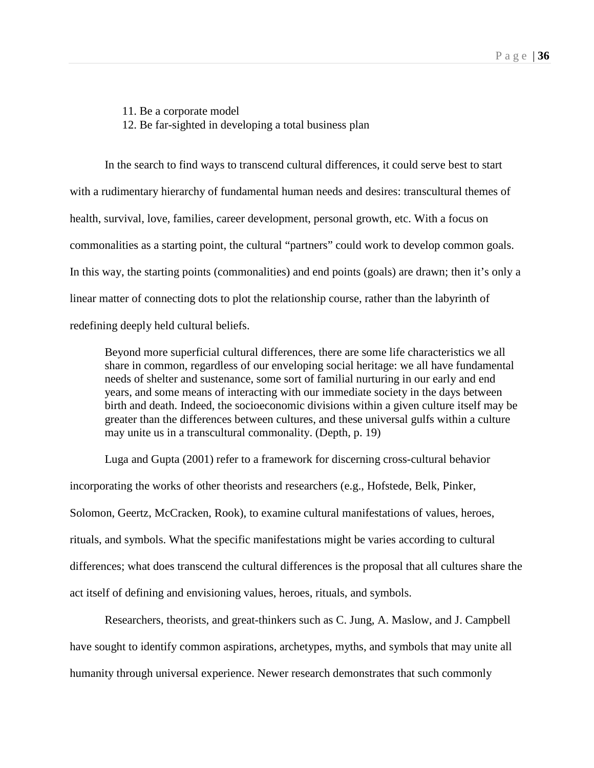11. Be a corporate model
12. Be far-sighted in developing a total business plan

In the search to find ways to transcend cultural differences, it could serve best to start with a rudimentary hierarchy of fundamental human needs and desires: transcultural themes of health, survival, love, families, career development, personal growth, etc. With a focus on commonalities as a starting point, the cultural "partners" could work to develop common goals. In this way, the starting points (commonalities) and end points (goals) are drawn; then it's only a linear matter of connecting dots to plot the relationship course, rather than the labyrinth of redefining deeply held cultural beliefs.

> Beyond more superficial cultural differences, there are some life characteristics we all share in common, regardless of our enveloping social heritage: we all have fundamental needs of shelter and sustenance, some sort of familial nurturing in our early and end years, and some means of interacting with our immediate society in the days between birth and death. Indeed, the socioeconomic divisions within a given culture itself may be greater than the differences between cultures, and these universal gulfs within a culture may unite us in a transcultural commonality. (Depth, p. 19)

Luga and Gupta (2001) refer to a framework for discerning cross-cultural behavior incorporating the works of other theorists and researchers (e.g., Hofstede, Belk, Pinker, Solomon, Geertz, McCracken, Rook), to examine cultural manifestations of values, heroes, rituals, and symbols. What the specific manifestations might be varies according to cultural differences; what does transcend the cultural differences is the proposal that all cultures share the act itself of defining and envisioning values, heroes, rituals, and symbols.

Researchers, theorists, and great-thinkers such as C. Jung, A. Maslow, and J. Campbell have sought to identify common aspirations, archetypes, myths, and symbols that may unite all humanity through universal experience. Newer research demonstrates that such commonly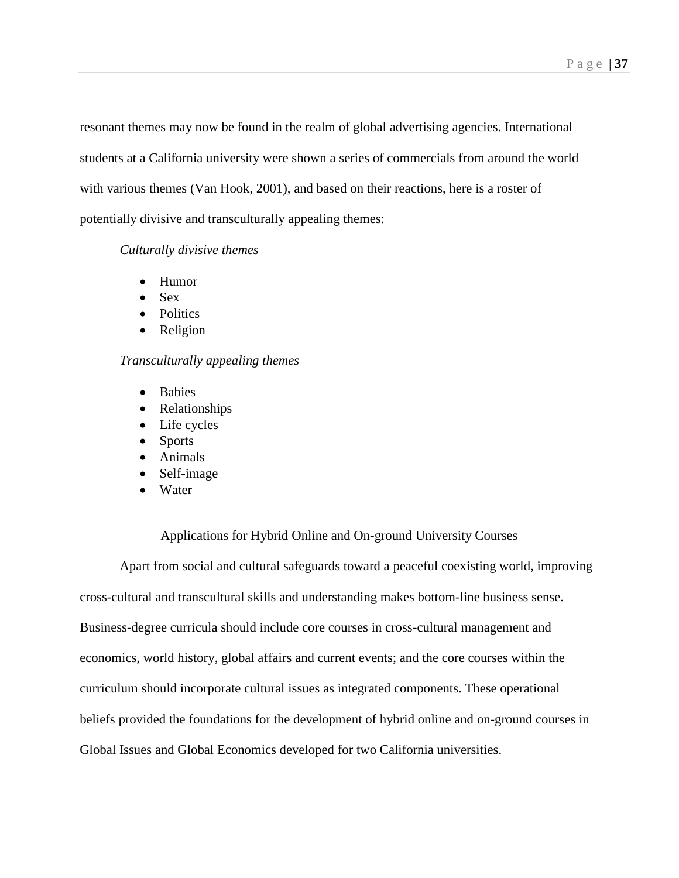resonant themes may now be found in the realm of global advertising agencies. International students at a California university were shown a series of commercials from around the world with various themes (Van Hook, 2001), and based on their reactions, here is a roster of potentially divisive and transculturally appealing themes:

*Culturally divisive themes*

- Humor
- Sex
- Politics
- Religion

*Transculturally appealing themes*

- Babies
- Relationships
- Life cycles
- Sports
- Animals
- Self-image
- Water

## Applications for Hybrid Online and On-ground University Courses

Apart from social and cultural safeguards toward a peaceful coexisting world, improving cross-cultural and transcultural skills and understanding makes bottom-line business sense. Business-degree curricula should include core courses in cross-cultural management and economics, world history, global affairs and current events; and the core courses within the curriculum should incorporate cultural issues as integrated components. These operational beliefs provided the foundations for the development of hybrid online and on-ground courses in Global Issues and Global Economics developed for two California universities.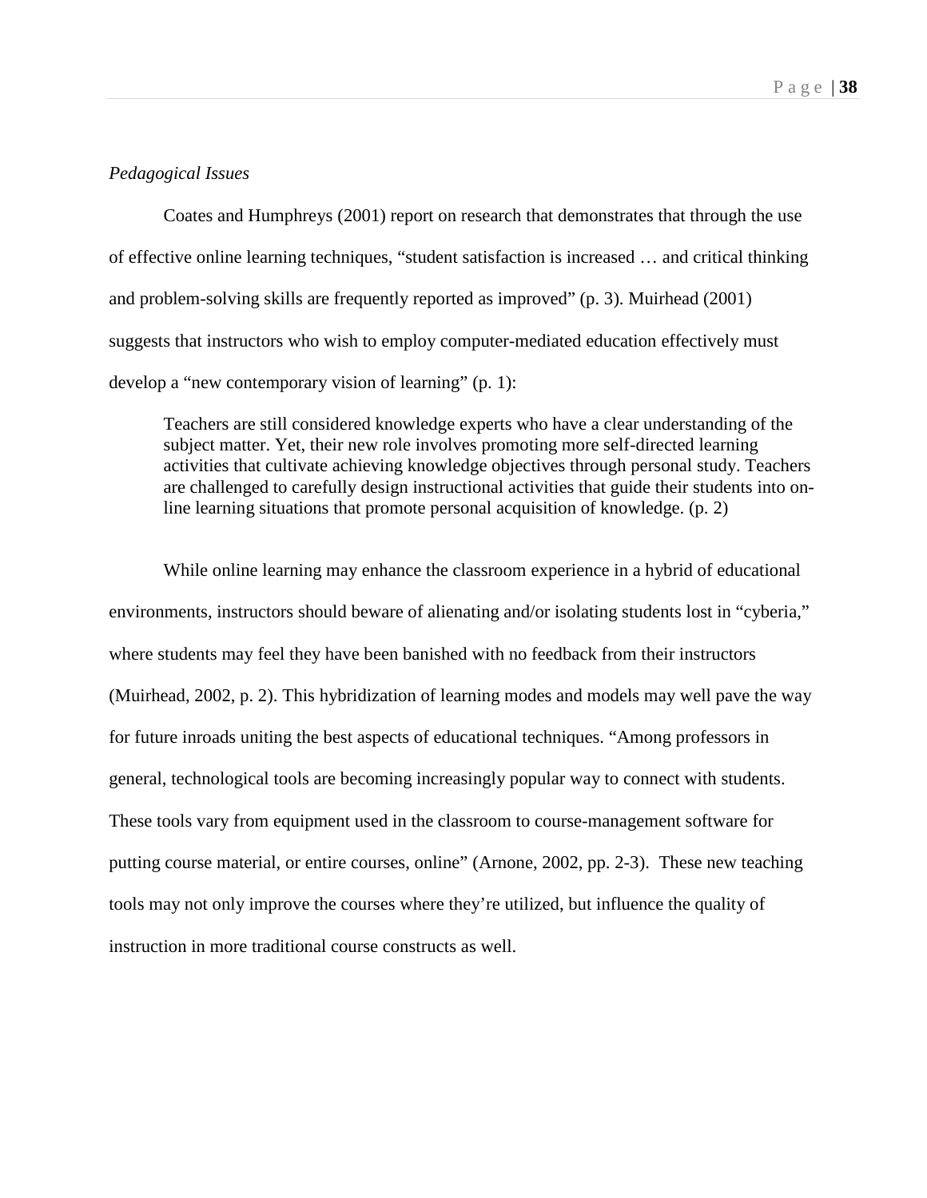*Pedagogical Issues*

Coates and Humphreys (2001) report on research that demonstrates that through the use of effective online learning techniques, “student satisfaction is increased … and critical thinking and problem-solving skills are frequently reported as improved” (p. 3). Muirhead (2001) suggests that instructors who wish to employ computer-mediated education effectively must develop a “new contemporary vision of learning” (p. 1):

> Teachers are still considered knowledge experts who have a clear understanding of the subject matter. Yet, their new role involves promoting more self-directed learning activities that cultivate achieving knowledge objectives through personal study. Teachers are challenged to carefully design instructional activities that guide their students into on-line learning situations that promote personal acquisition of knowledge. (p. 2)

While online learning may enhance the classroom experience in a hybrid of educational environments, instructors should beware of alienating and/or isolating students lost in “cyberia,” where students may feel they have been banished with no feedback from their instructors (Muirhead, 2002, p. 2). This hybridization of learning modes and models may well pave the way for future inroads uniting the best aspects of educational techniques. “Among professors in general, technological tools are becoming increasingly popular way to connect with students. These tools vary from equipment used in the classroom to course-management software for putting course material, or entire courses, online” (Arnone, 2002, pp. 2-3). These new teaching tools may not only improve the courses where they’re utilized, but influence the quality of instruction in more traditional course constructs as well.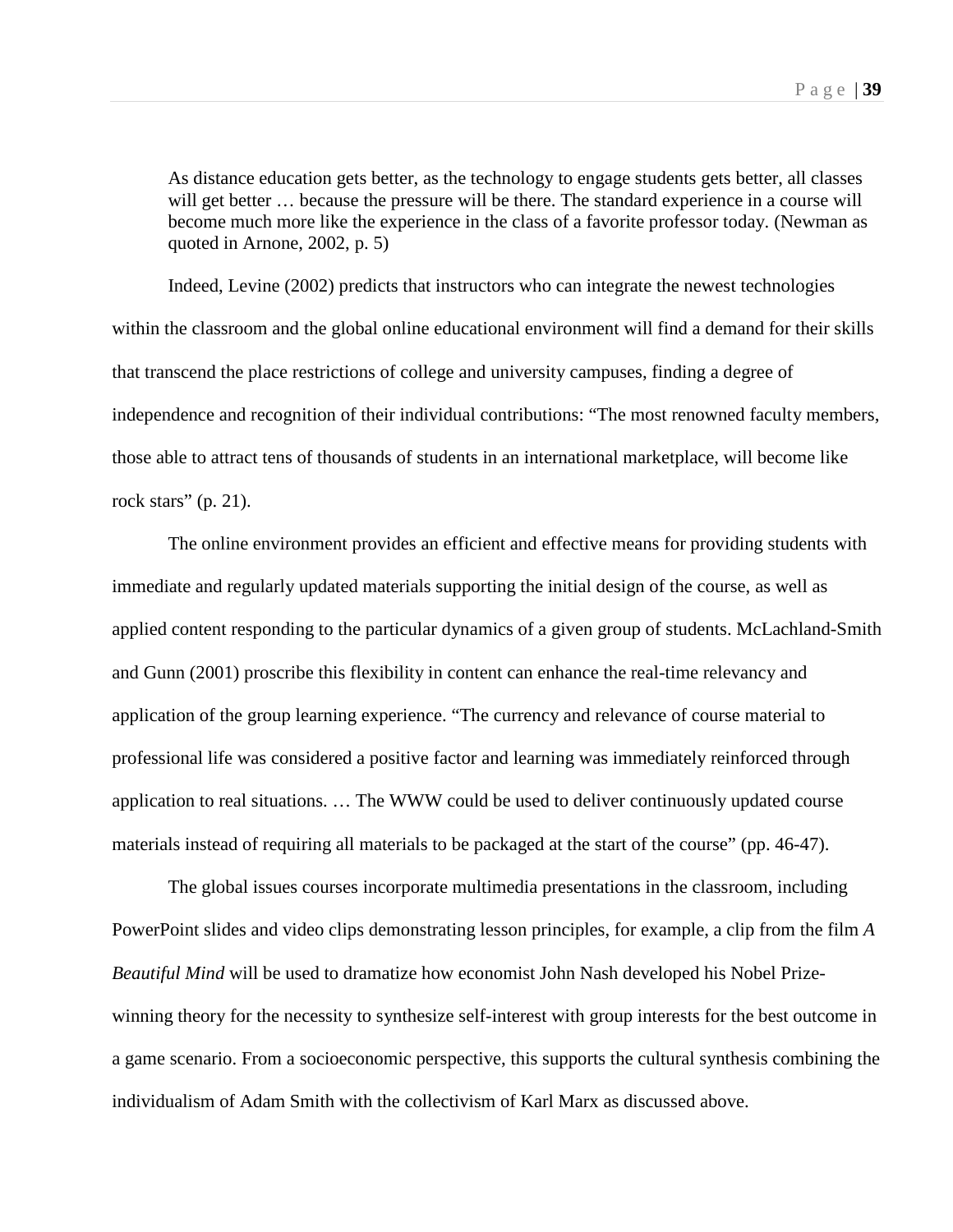> As distance education gets better, as the technology to engage students gets better, all classes will get better … because the pressure will be there. The standard experience in a course will become much more like the experience in the class of a favorite professor today. (Newman as quoted in Arnone, 2002, p. 5)

Indeed, Levine (2002) predicts that instructors who can integrate the newest technologies within the classroom and the global online educational environment will find a demand for their skills that transcend the place restrictions of college and university campuses, finding a degree of independence and recognition of their individual contributions: "The most renowned faculty members, those able to attract tens of thousands of students in an international marketplace, will become like rock stars" (p. 21).

The online environment provides an efficient and effective means for providing students with immediate and regularly updated materials supporting the initial design of the course, as well as applied content responding to the particular dynamics of a given group of students. McLachland-Smith and Gunn (2001) proscribe this flexibility in content can enhance the real-time relevancy and application of the group learning experience. "The currency and relevance of course material to professional life was considered a positive factor and learning was immediately reinforced through application to real situations. … The WWW could be used to deliver continuously updated course materials instead of requiring all materials to be packaged at the start of the course" (pp. 46-47).

The global issues courses incorporate multimedia presentations in the classroom, including PowerPoint slides and video clips demonstrating lesson principles, for example, a clip from the film *A Beautiful Mind* will be used to dramatize how economist John Nash developed his Nobel Prize-winning theory for the necessity to synthesize self-interest with group interests for the best outcome in a game scenario. From a socioeconomic perspective, this supports the cultural synthesis combining the individualism of Adam Smith with the collectivism of Karl Marx as discussed above.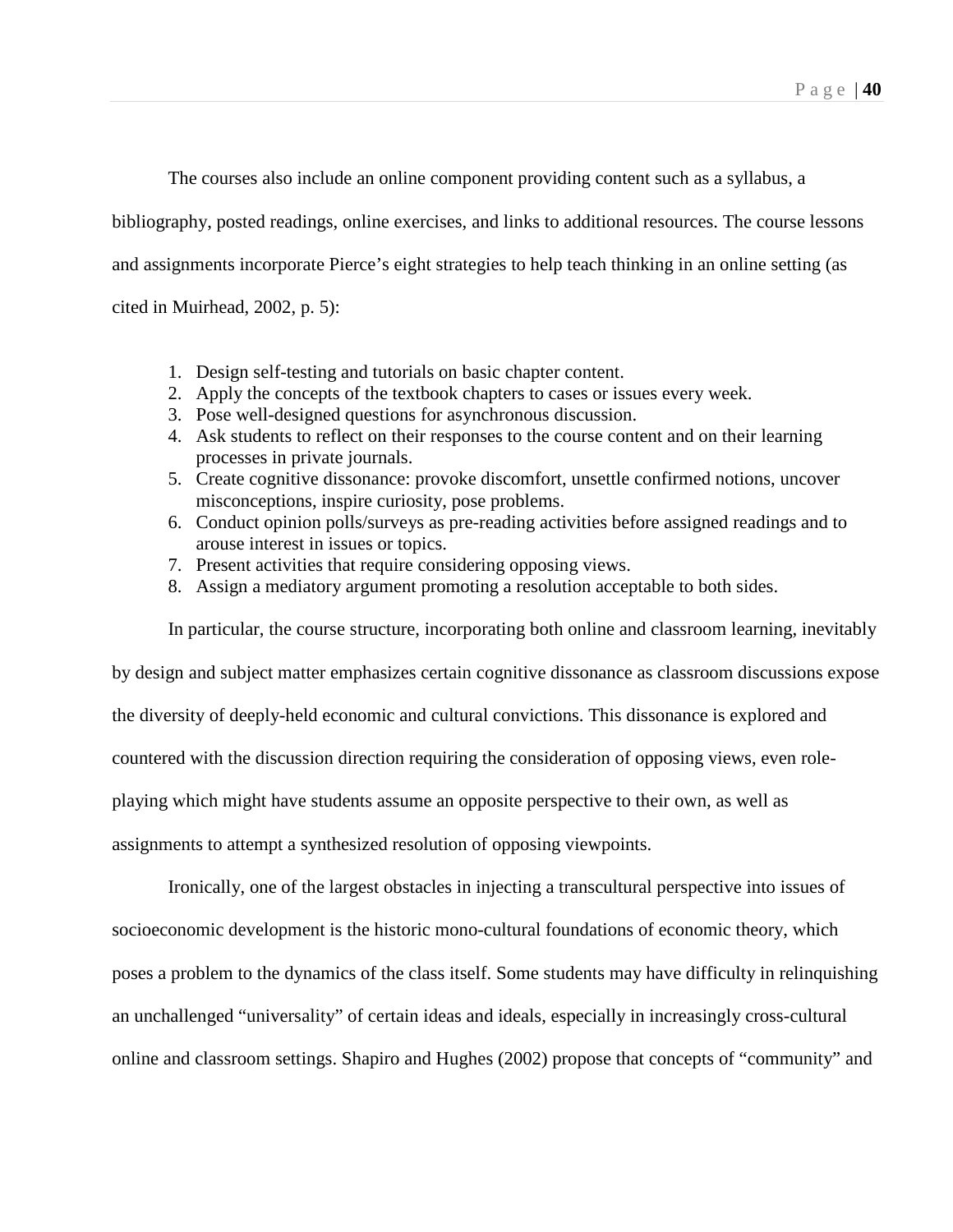The courses also include an online component providing content such as a syllabus, a bibliography, posted readings, online exercises, and links to additional resources. The course lessons and assignments incorporate Pierce's eight strategies to help teach thinking in an online setting (as cited in Muirhead, 2002, p. 5):

1. Design self-testing and tutorials on basic chapter content.
2. Apply the concepts of the textbook chapters to cases or issues every week.
3. Pose well-designed questions for asynchronous discussion.
4. Ask students to reflect on their responses to the course content and on their learning processes in private journals.
5. Create cognitive dissonance: provoke discomfort, unsettle confirmed notions, uncover misconceptions, inspire curiosity, pose problems.
6. Conduct opinion polls/surveys as pre-reading activities before assigned readings and to arouse interest in issues or topics.
7. Present activities that require considering opposing views.
8. Assign a mediatory argument promoting a resolution acceptable to both sides.

In particular, the course structure, incorporating both online and classroom learning, inevitably by design and subject matter emphasizes certain cognitive dissonance as classroom discussions expose the diversity of deeply-held economic and cultural convictions. This dissonance is explored and countered with the discussion direction requiring the consideration of opposing views, even role-playing which might have students assume an opposite perspective to their own, as well as assignments to attempt a synthesized resolution of opposing viewpoints.

Ironically, one of the largest obstacles in injecting a transcultural perspective into issues of socioeconomic development is the historic mono-cultural foundations of economic theory, which poses a problem to the dynamics of the class itself. Some students may have difficulty in relinquishing an unchallenged "universality" of certain ideas and ideals, especially in increasingly cross-cultural online and classroom settings. Shapiro and Hughes (2002) propose that concepts of "community" and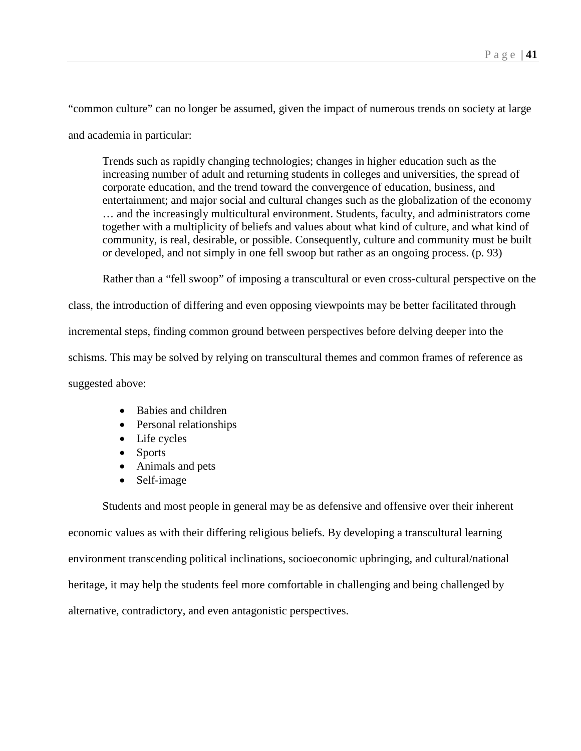"common culture" can no longer be assumed, given the impact of numerous trends on society at large and academia in particular:

> Trends such as rapidly changing technologies; changes in higher education such as the increasing number of adult and returning students in colleges and universities, the spread of corporate education, and the trend toward the convergence of education, business, and entertainment; and major social and cultural changes such as the globalization of the economy … and the increasingly multicultural environment. Students, faculty, and administrators come together with a multiplicity of beliefs and values about what kind of culture, and what kind of community, is real, desirable, or possible. Consequently, culture and community must be built or developed, and not simply in one fell swoop but rather as an ongoing process. (p. 93)

Rather than a "fell swoop" of imposing a transcultural or even cross-cultural perspective on the class, the introduction of differing and even opposing viewpoints may be better facilitated through incremental steps, finding common ground between perspectives before delving deeper into the schisms. This may be solved by relying on transcultural themes and common frames of reference as suggested above:

- Babies and children
- Personal relationships
- Life cycles
- Sports
- Animals and pets
- Self-image

Students and most people in general may be as defensive and offensive over their inherent economic values as with their differing religious beliefs. By developing a transcultural learning environment transcending political inclinations, socioeconomic upbringing, and cultural/national heritage, it may help the students feel more comfortable in challenging and being challenged by alternative, contradictory, and even antagonistic perspectives.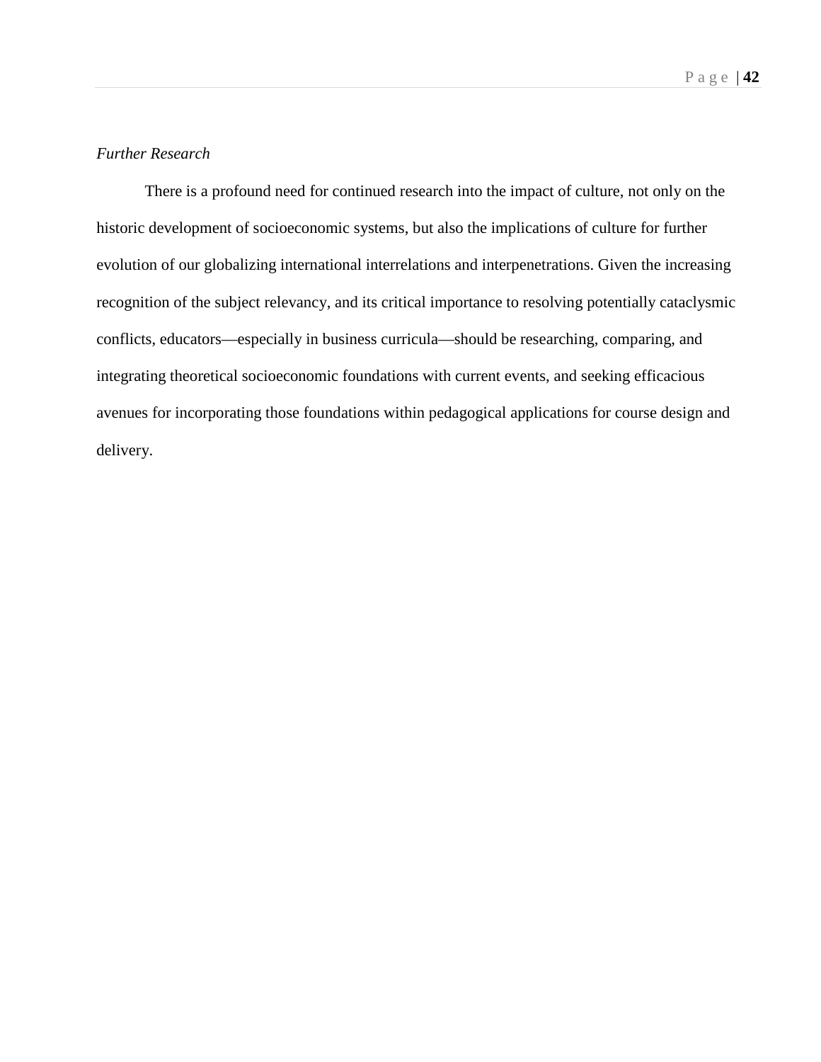*Further Research*

There is a profound need for continued research into the impact of culture, not only on the historic development of socioeconomic systems, but also the implications of culture for further evolution of our globalizing international interrelations and interpenetrations. Given the increasing recognition of the subject relevancy, and its critical importance to resolving potentially cataclysmic conflicts, educators—especially in business curricula—should be researching, comparing, and integrating theoretical socioeconomic foundations with current events, and seeking efficacious avenues for incorporating those foundations within pedagogical applications for course design and delivery.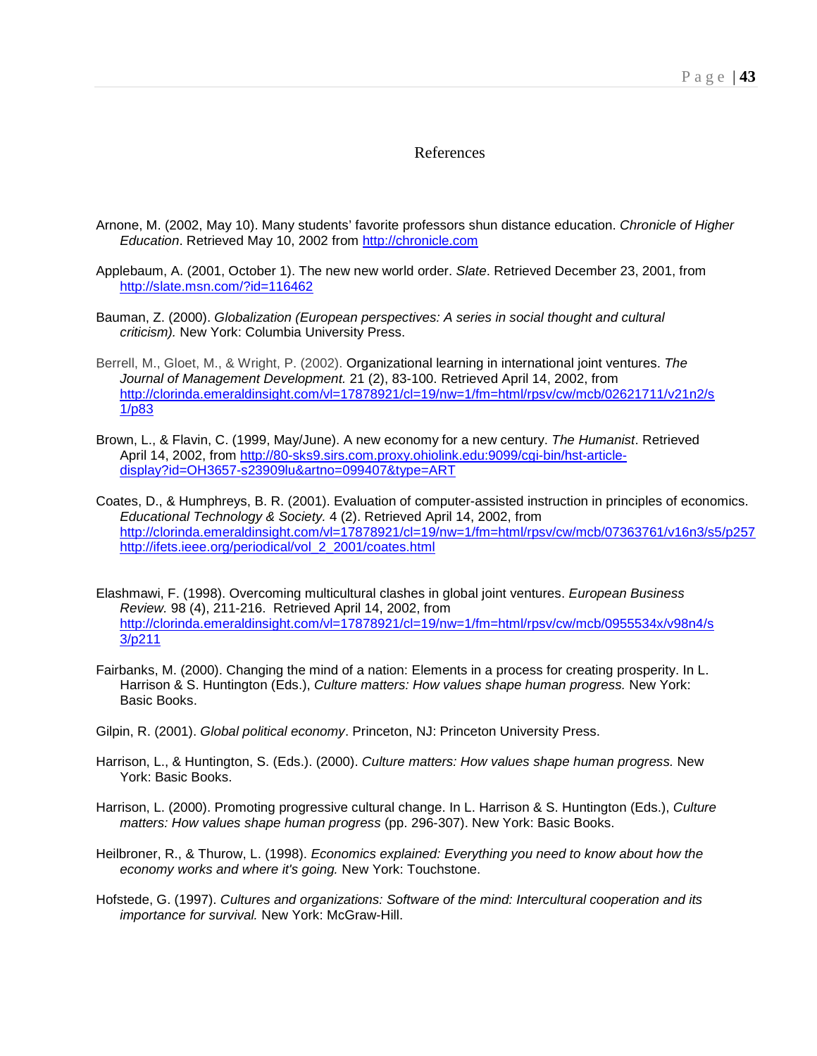# References

Arnone, M. (2002, May 10). Many students' favorite professors shun distance education. *Chronicle of Higher Education*. Retrieved May 10, 2002 from http://chronicle.com

Applebaum, A. (2001, October 1). The new new world order. *Slate*. Retrieved December 23, 2001, from http://slate.msn.com/?id=116462

Bauman, Z. (2000). *Globalization (European perspectives: A series in social thought and cultural criticism).* New York: Columbia University Press.

Berrell, M., Gloet, M., & Wright, P. (2002). Organizational learning in international joint ventures. *The Journal of Management Development.* 21 (2), 83-100. Retrieved April 14, 2002, from http://clorinda.emeraldinsight.com/vl=17878921/cl=19/nw=1/fm=html/rpsv/cw/mcb/02621711/v21n2/s1/p83

Brown, L., & Flavin, C. (1999, May/June). A new economy for a new century. *The Humanist*. Retrieved April 14, 2002, from http://80-sks9.sirs.com.proxy.ohiolink.edu:9099/cgi-bin/hst-article-display?id=OH3657-s23909lu&artno=099407&type=ART

Coates, D., & Humphreys, B. R. (2001). Evaluation of computer-assisted instruction in principles of economics. *Educational Technology & Society.* 4 (2). Retrieved April 14, 2002, from http://clorinda.emeraldinsight.com/vl=17878921/cl=19/nw=1/fm=html/rpsv/cw/mcb/07363761/v16n3/s5/p257 http://ifets.ieee.org/periodical/vol_2_2001/coates.html

Elashmawi, F. (1998). Overcoming multicultural clashes in global joint ventures. *European Business Review.* 98 (4), 211-216. Retrieved April 14, 2002, from http://clorinda.emeraldinsight.com/vl=17878921/cl=19/nw=1/fm=html/rpsv/cw/mcb/0955534x/v98n4/s3/p211

Fairbanks, M. (2000). Changing the mind of a nation: Elements in a process for creating prosperity. In L. Harrison & S. Huntington (Eds.), *Culture matters: How values shape human progress.* New York: Basic Books.

Gilpin, R. (2001). *Global political economy*. Princeton, NJ: Princeton University Press.

Harrison, L., & Huntington, S. (Eds.). (2000). *Culture matters: How values shape human progress.* New York: Basic Books.

Harrison, L. (2000). Promoting progressive cultural change. In L. Harrison & S. Huntington (Eds.), *Culture matters: How values shape human progress* (pp. 296-307). New York: Basic Books.

Heilbroner, R., & Thurow, L. (1998). *Economics explained: Everything you need to know about how the economy works and where it's going.* New York: Touchstone.

Hofstede, G. (1997). *Cultures and organizations: Software of the mind: Intercultural cooperation and its importance for survival.* New York: McGraw-Hill.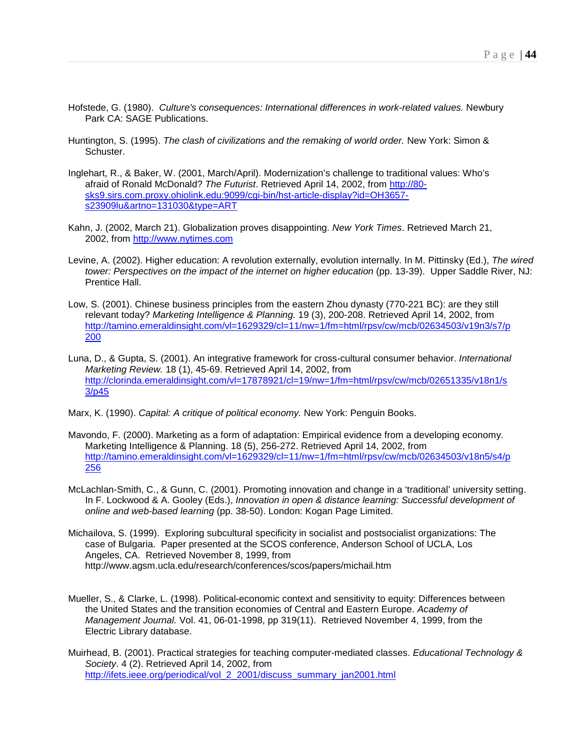Hofstede, G. (1980). *Culture's consequences: International differences in work-related values.* Newbury Park CA: SAGE Publications.

Huntington, S. (1995). *The clash of civilizations and the remaking of world order.* New York: Simon & Schuster.

Inglehart, R., & Baker, W. (2001, March/April). Modernization's challenge to traditional values: Who's afraid of Ronald McDonald? *The Futurist*. Retrieved April 14, 2002, from http://80-sks9.sirs.com.proxy.ohiolink.edu:9099/cgi-bin/hst-article-display?id=OH3657-s23909lu&artno=131030&type=ART

Kahn, J. (2002, March 21). Globalization proves disappointing. *New York Times*. Retrieved March 21, 2002, from http://www.nytimes.com

Levine, A. (2002). Higher education: A revolution externally, evolution internally. In M. Pittinsky (Ed.), *The wired tower: Perspectives on the impact of the internet on higher education* (pp. 13-39). Upper Saddle River, NJ: Prentice Hall.

Low, S. (2001). Chinese business principles from the eastern Zhou dynasty (770-221 BC): are they still relevant today? *Marketing Intelligence & Planning.* 19 (3), 200-208. Retrieved April 14, 2002, from http://tamino.emeraldinsight.com/vl=1629329/cl=11/nw=1/fm=html/rpsv/cw/mcb/02634503/v19n3/s7/p200

Luna, D., & Gupta, S. (2001). An integrative framework for cross-cultural consumer behavior. *International Marketing Review.* 18 (1), 45-69. Retrieved April 14, 2002, from http://clorinda.emeraldinsight.com/vl=17878921/cl=19/nw=1/fm=html/rpsv/cw/mcb/02651335/v18n1/s3/p45

Marx, K. (1990). *Capital: A critique of political economy.* New York: Penguin Books.

Mavondo, F. (2000). Marketing as a form of adaptation: Empirical evidence from a developing economy. Marketing Intelligence & Planning. 18 (5), 256-272. Retrieved April 14, 2002, from http://tamino.emeraldinsight.com/vl=1629329/cl=11/nw=1/fm=html/rpsv/cw/mcb/02634503/v18n5/s4/p256

McLachlan-Smith, C., & Gunn, C. (2001). Promoting innovation and change in a 'traditional' university setting. In F. Lockwood & A. Gooley (Eds.), *Innovation in open & distance learning: Successful development of online and web-based learning* (pp. 38-50). London: Kogan Page Limited.

Michailova, S. (1999). Exploring subcultural specificity in socialist and postsocialist organizations: The case of Bulgaria. Paper presented at the SCOS conference, Anderson School of UCLA, Los Angeles, CA. Retrieved November 8, 1999, from http://www.agsm.ucla.edu/research/conferences/scos/papers/michail.htm

Mueller, S., & Clarke, L. (1998). Political-economic context and sensitivity to equity: Differences between the United States and the transition economies of Central and Eastern Europe. *Academy of Management Journal.* Vol. 41, 06-01-1998, pp 319(11). Retrieved November 4, 1999, from the Electric Library database.

Muirhead, B. (2001). Practical strategies for teaching computer-mediated classes. *Educational Technology & Society*. 4 (2). Retrieved April 14, 2002, from http://ifets.ieee.org/periodical/vol_2_2001/discuss_summary_jan2001.html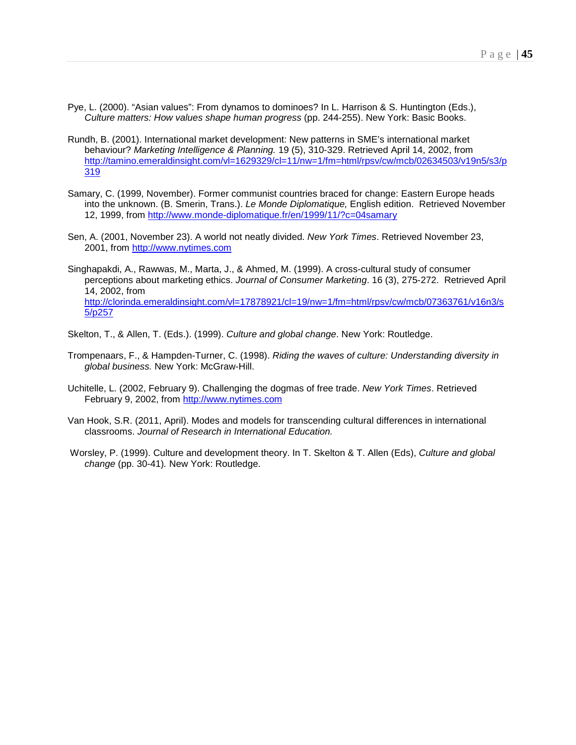Pye, L. (2000). "Asian values": From dynamos to dominoes? In L. Harrison & S. Huntington (Eds.), *Culture matters: How values shape human progress* (pp. 244-255). New York: Basic Books.

Rundh, B. (2001). International market development: New patterns in SME's international market behaviour? *Marketing Intelligence & Planning.* 19 (5), 310-329. Retrieved April 14, 2002, from http://tamino.emeraldinsight.com/vl=1629329/cl=11/nw=1/fm=html/rpsv/cw/mcb/02634503/v19n5/s3/p319

Samary, C. (1999, November). Former communist countries braced for change: Eastern Europe heads into the unknown. (B. Smerin, Trans.). *Le Monde Diplomatique,* English edition. Retrieved November 12, 1999, from http://www.monde-diplomatique.fr/en/1999/11/?c=04samary

Sen, A. (2001, November 23). A world not neatly divided. *New York Times*. Retrieved November 23, 2001, from http://www.nytimes.com

Singhapakdi, A., Rawwas, M., Marta, J., & Ahmed, M. (1999). A cross-cultural study of consumer perceptions about marketing ethics. *Journal of Consumer Marketing*. 16 (3), 275-272. Retrieved April 14, 2002, from http://clorinda.emeraldinsight.com/vl=17878921/cl=19/nw=1/fm=html/rpsv/cw/mcb/07363761/v16n3/s5/p257

Skelton, T., & Allen, T. (Eds.). (1999). *Culture and global change*. New York: Routledge.

Trompenaars, F., & Hampden-Turner, C. (1998). *Riding the waves of culture: Understanding diversity in global business.* New York: McGraw-Hill.

Uchitelle, L. (2002, February 9). Challenging the dogmas of free trade. *New York Times*. Retrieved February 9, 2002, from http://www.nytimes.com

Van Hook, S.R. (2011, April). Modes and models for transcending cultural differences in international classrooms. *Journal of Research in International Education.*

Worsley, P. (1999). Culture and development theory. In T. Skelton & T. Allen (Eds), *Culture and global change* (pp. 30-41)*.* New York: Routledge.